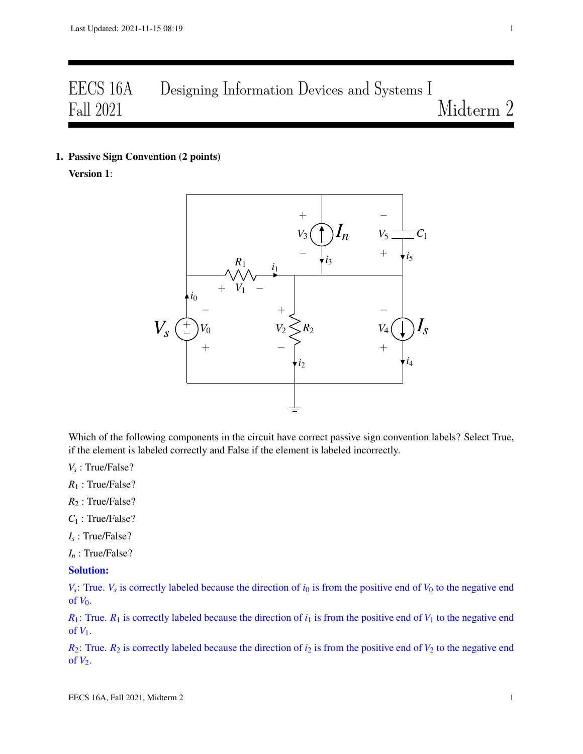# EECS 16A Designing Information Devices and Systems I
## Fall 2021 Midterm 2

**1. Passive Sign Convention (2 points)**

**Version 1**:

Which of the following components in the circuit have correct passive sign convention labels? Select True, if the element is labeled correctly and False if the element is labeled incorrectly.

$V_s$ : True/False?

$R_1$ : True/False?

$R_2$ : True/False?

$C_1$ : True/False?

$I_s$ : True/False?

$I_n$ : True/False?

**Solution:**

$V_s$: True. $V_s$ is correctly labeled because the direction of $i_0$ is from the positive end of $V_0$ to the negative end of $V_0$.

$R_1$: True. $R_1$ is correctly labeled because the direction of $i_1$ is from the positive end of $V_1$ to the negative end of $V_1$.

$R_2$: True. $R_2$ is correctly labeled because the direction of $i_2$ is from the positive end of $V_2$ to the negative end of $V_2$.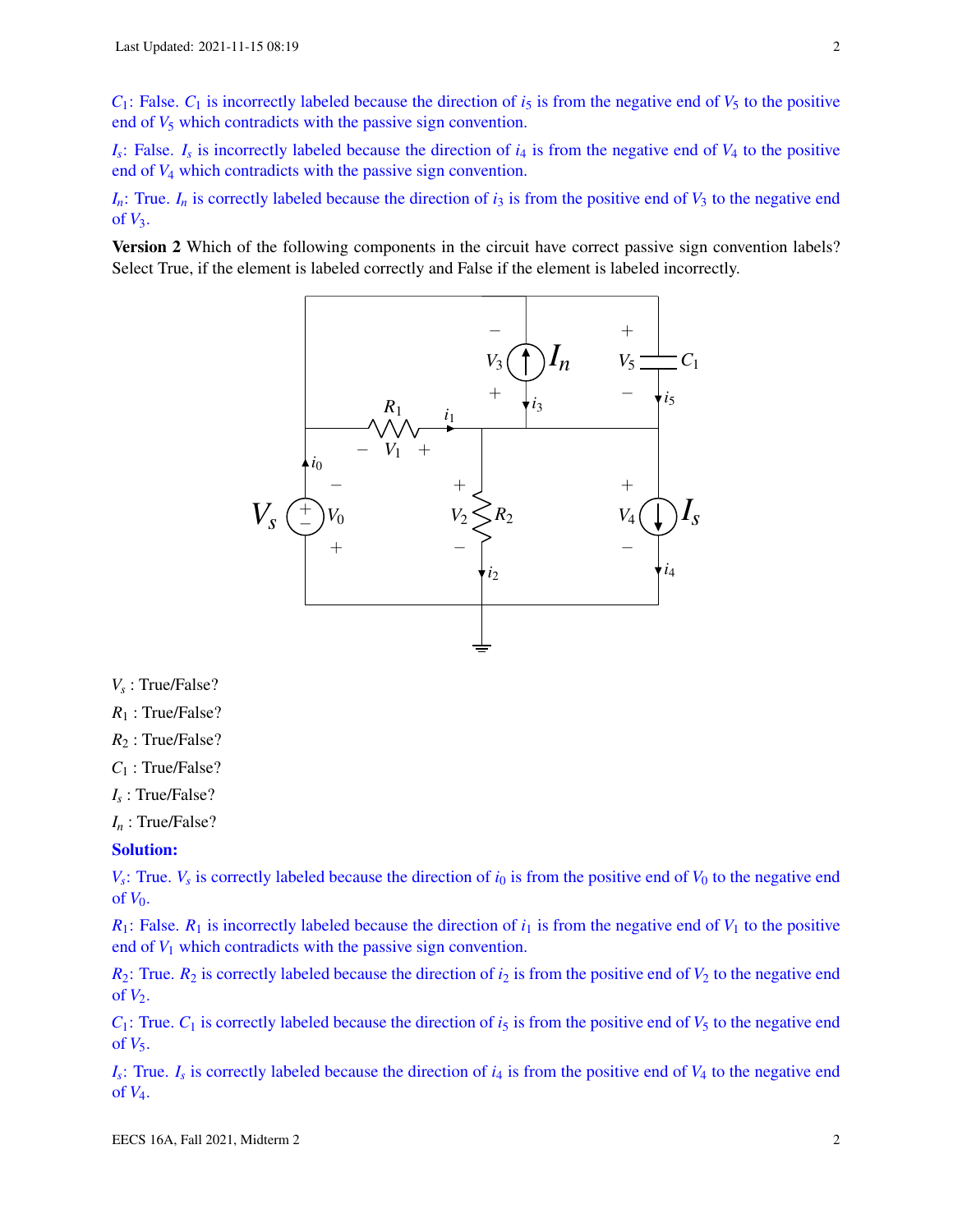$C_1$: False. $C_1$ is incorrectly labeled because the direction of $i_5$ is from the negative end of $V_5$ to the positive end of $V_5$ which contradicts with the passive sign convention.

$I_s$: False. $I_s$ is incorrectly labeled because the direction of $i_4$ is from the negative end of $V_4$ to the positive end of $V_4$ which contradicts with the passive sign convention.

$I_n$: True. $I_n$ is correctly labeled because the direction of $i_3$ is from the positive end of $V_3$ to the negative end of $V_3$.

**Version 2** Which of the following components in the circuit have correct passive sign convention labels? Select True, if the element is labeled correctly and False if the element is labeled incorrectly.

$V_s$ : True/False?

$R_1$ : True/False?

$R_2$ : True/False?

$C_1$ : True/False?

$I_s$ : True/False?

$I_n$ : True/False?

**Solution:**

$V_s$: True. $V_s$ is correctly labeled because the direction of $i_0$ is from the positive end of $V_0$ to the negative end of $V_0$.

$R_1$: False. $R_1$ is incorrectly labeled because the direction of $i_1$ is from the negative end of $V_1$ to the positive end of $V_1$ which contradicts with the passive sign convention.

$R_2$: True. $R_2$ is correctly labeled because the direction of $i_2$ is from the positive end of $V_2$ to the negative end of $V_2$.

$C_1$: True. $C_1$ is correctly labeled because the direction of $i_5$ is from the positive end of $V_5$ to the negative end of $V_5$.

$I_s$: True. $I_s$ is correctly labeled because the direction of $i_4$ is from the positive end of $V_4$ to the negative end of $V_4$.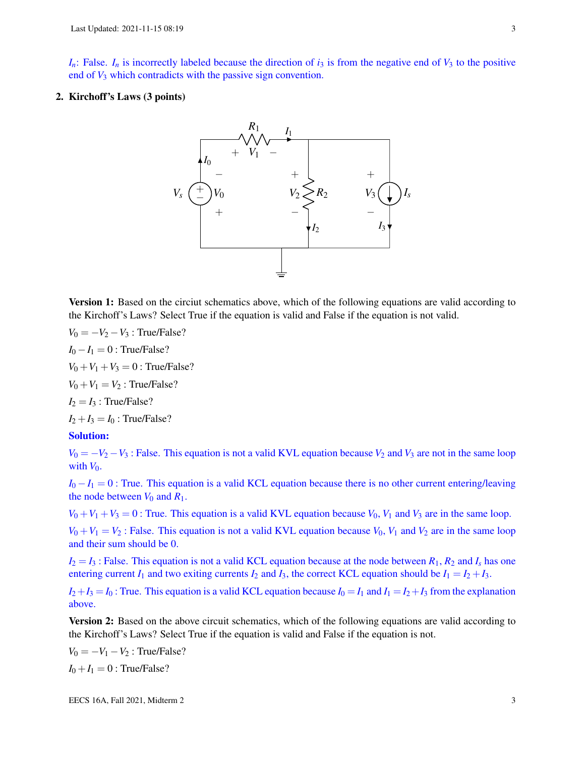$I_n$: False. $I_n$ is incorrectly labeled because the direction of $i_3$ is from the negative end of $V_3$ to the positive end of $V_3$ which contradicts with the passive sign convention.

## 2. Kirchoff's Laws (3 points)

**Version 1:** Based on the circuit schematics above, which of the following equations are valid according to the Kirchoff's Laws? Select True if the equation is valid and False if the equation is not valid.

$V_0 = -V_2 - V_3$ : True/False?

$I_0 - I_1 = 0$ : True/False?

$V_0 + V_1 + V_3 = 0$ : True/False?

$V_0 + V_1 = V_2$ : True/False?

$I_2 = I_3$ : True/False?

$I_2 + I_3 = I_0$ : True/False?

**Solution:**

$V_0 = -V_2 - V_3$ : False. This equation is not a valid KVL equation because $V_2$ and $V_3$ are not in the same loop with $V_0$.

$I_0 - I_1 = 0$ : True. This equation is a valid KCL equation because there is no other current entering/leaving the node between $V_0$ and $R_1$.

$V_0 + V_1 + V_3 = 0$ : True. This equation is a valid KVL equation because $V_0$, $V_1$ and $V_3$ are in the same loop.

$V_0 + V_1 = V_2$ : False. This equation is not a valid KVL equation because $V_0$, $V_1$ and $V_2$ are in the same loop and their sum should be 0.

$I_2 = I_3$ : False. This equation is not a valid KCL equation because at the node between $R_1$, $R_2$ and $I_s$ has one entering current $I_1$ and two exiting currents $I_2$ and $I_3$, the correct KCL equation should be $I_1 = I_2 + I_3$.

$I_2 + I_3 = I_0$ : True. This equation is a valid KCL equation because $I_0 = I_1$ and $I_1 = I_2 + I_3$ from the explanation above.

**Version 2:** Based on the above circuit schematics, which of the following equations are valid according to the Kirchoff's Laws? Select True if the equation is valid and False if the equation is not.

$V_0 = -V_1 - V_2$ : True/False?

$I_0 + I_1 = 0$ : True/False?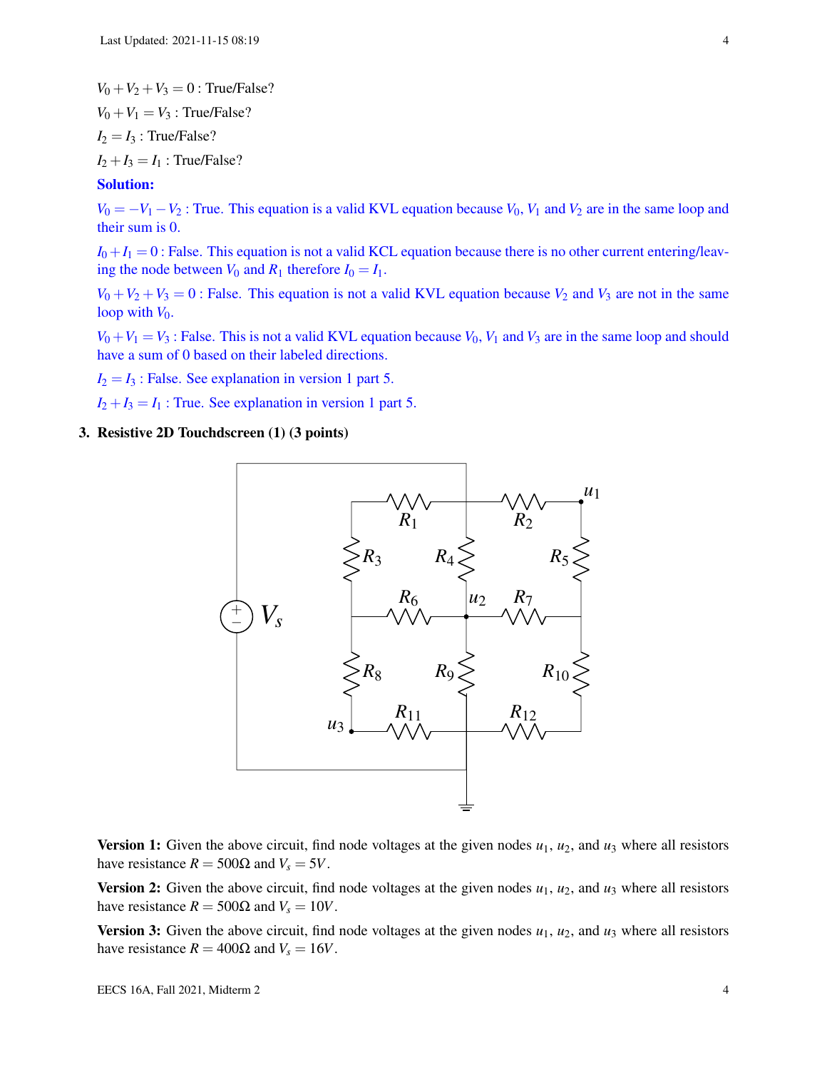$V_0 + V_2 + V_3 = 0$ : True/False?

$V_0 + V_1 = V_3$ : True/False?

$I_2 = I_3$ : True/False?

$I_2 + I_3 = I_1$ : True/False?

**Solution:**

$V_0 = -V_1 - V_2$ : True. This equation is a valid KVL equation because $V_0$, $V_1$ and $V_2$ are in the same loop and their sum is 0.

$I_0 + I_1 = 0$ : False. This equation is not a valid KCL equation because there is no other current entering/leaving the node between $V_0$ and $R_1$ therefore $I_0 = I_1$.

$V_0 + V_2 + V_3 = 0$ : False. This equation is not a valid KVL equation because $V_2$ and $V_3$ are not in the same loop with $V_0$.

$V_0 + V_1 = V_3$ : False. This is not a valid KVL equation because $V_0$, $V_1$ and $V_3$ are in the same loop and should have a sum of 0 based on their labeled directions.

$I_2 = I_3$ : False. See explanation in version 1 part 5.

$I_2 + I_3 = I_1$ : True. See explanation in version 1 part 5.

**3. Resistive 2D Touchdscreen (1) (3 points)**

**Version 1:** Given the above circuit, find node voltages at the given nodes $u_1$, $u_2$, and $u_3$ where all resistors have resistance $R = 500\Omega$ and $V_s = 5V$.

**Version 2:** Given the above circuit, find node voltages at the given nodes $u_1$, $u_2$, and $u_3$ where all resistors have resistance $R = 500\Omega$ and $V_s = 10V$.

**Version 3:** Given the above circuit, find node voltages at the given nodes $u_1$, $u_2$, and $u_3$ where all resistors have resistance $R = 400\Omega$ and $V_s = 16V$.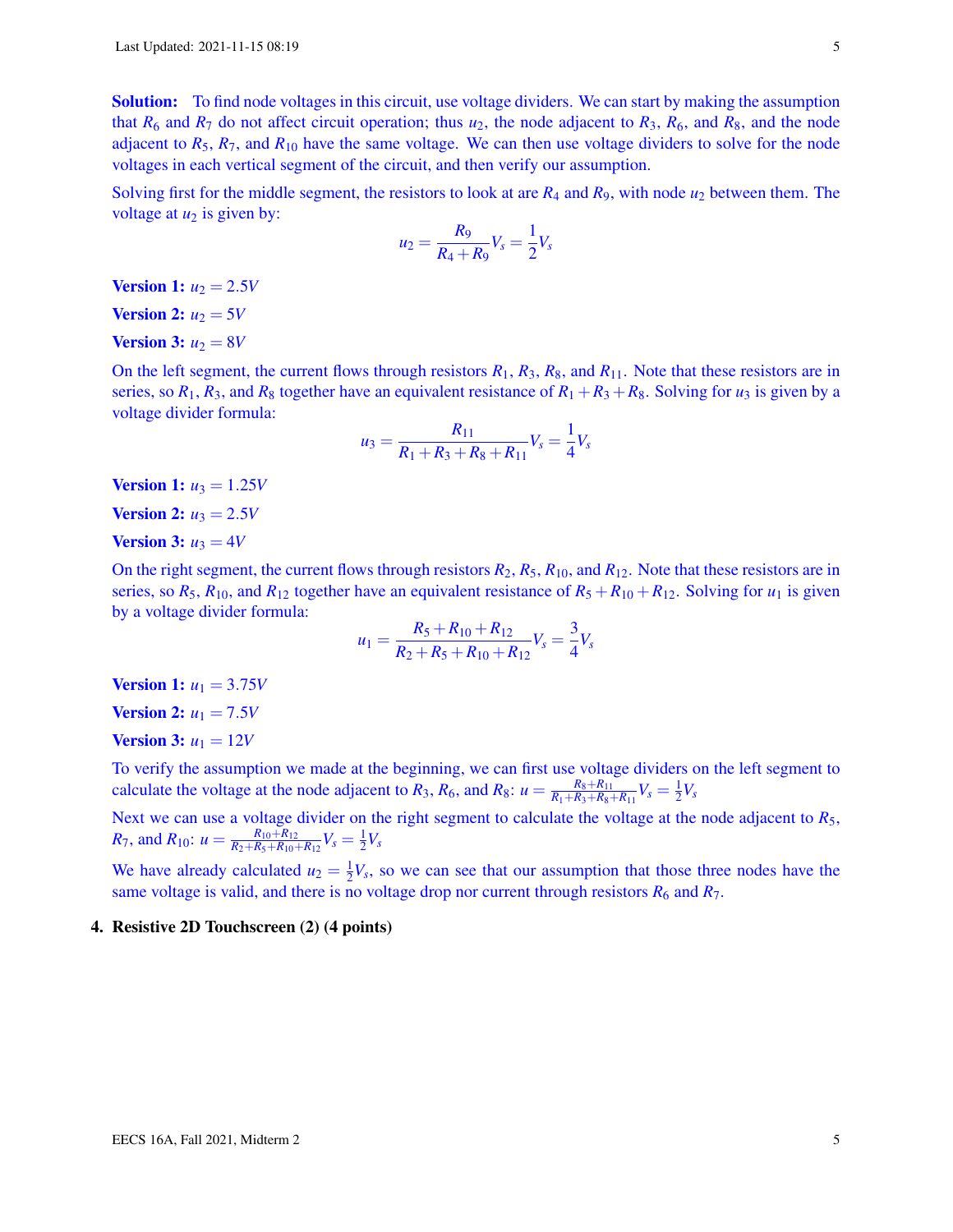**Solution:** To find node voltages in this circuit, use voltage dividers. We can start by making the assumption that $R_6$ and $R_7$ do not affect circuit operation; thus $u_2$, the node adjacent to $R_3$, $R_6$, and $R_8$, and the node adjacent to $R_5$, $R_7$, and $R_{10}$ have the same voltage. We can then use voltage dividers to solve for the node voltages in each vertical segment of the circuit, and then verify our assumption.

Solving first for the middle segment, the resistors to look at are $R_4$ and $R_9$, with node $u_2$ between them. The voltage at $u_2$ is given by:

$$u_2 = \frac{R_9}{R_4 + R_9} V_s = \frac{1}{2} V_s$$

**Version 1:** $u_2 = 2.5V$

**Version 2:** $u_2 = 5V$

**Version 3:** $u_2 = 8V$

On the left segment, the current flows through resistors $R_1$, $R_3$, $R_8$, and $R_{11}$. Note that these resistors are in series, so $R_1$, $R_3$, and $R_8$ together have an equivalent resistance of $R_1 + R_3 + R_8$. Solving for $u_3$ is given by a voltage divider formula:

$$u_3 = \frac{R_{11}}{R_1 + R_3 + R_8 + R_{11}} V_s = \frac{1}{4} V_s$$

**Version 1:** $u_3 = 1.25V$

**Version 2:** $u_3 = 2.5V$

**Version 3:** $u_3 = 4V$

On the right segment, the current flows through resistors $R_2$, $R_5$, $R_{10}$, and $R_{12}$. Note that these resistors are in series, so $R_5$, $R_{10}$, and $R_{12}$ together have an equivalent resistance of $R_5 + R_{10} + R_{12}$. Solving for $u_1$ is given by a voltage divider formula:

$$u_1 = \frac{R_5 + R_{10} + R_{12}}{R_2 + R_5 + R_{10} + R_{12}} V_s = \frac{3}{4} V_s$$

**Version 1:** $u_1 = 3.75V$

**Version 2:** $u_1 = 7.5V$

**Version 3:** $u_1 = 12V$

To verify the assumption we made at the beginning, we can first use voltage dividers on the left segment to calculate the voltage at the node adjacent to $R_3$, $R_6$, and $R_8$: $u = \frac{R_8 + R_{11}}{R_1 + R_3 + R_8 + R_{11}} V_s = \frac{1}{2} V_s$

Next we can use a voltage divider on the right segment to calculate the voltage at the node adjacent to $R_5$, $R_7$, and $R_{10}$: $u = \frac{R_{10} + R_{12}}{R_2 + R_5 + R_{10} + R_{12}} V_s = \frac{1}{2} V_s$

We have already calculated $u_2 = \frac{1}{2} V_s$, so we can see that our assumption that those three nodes have the same voltage is valid, and there is no voltage drop nor current through resistors $R_6$ and $R_7$.

## 4. Resistive 2D Touchscreen (2) (4 points)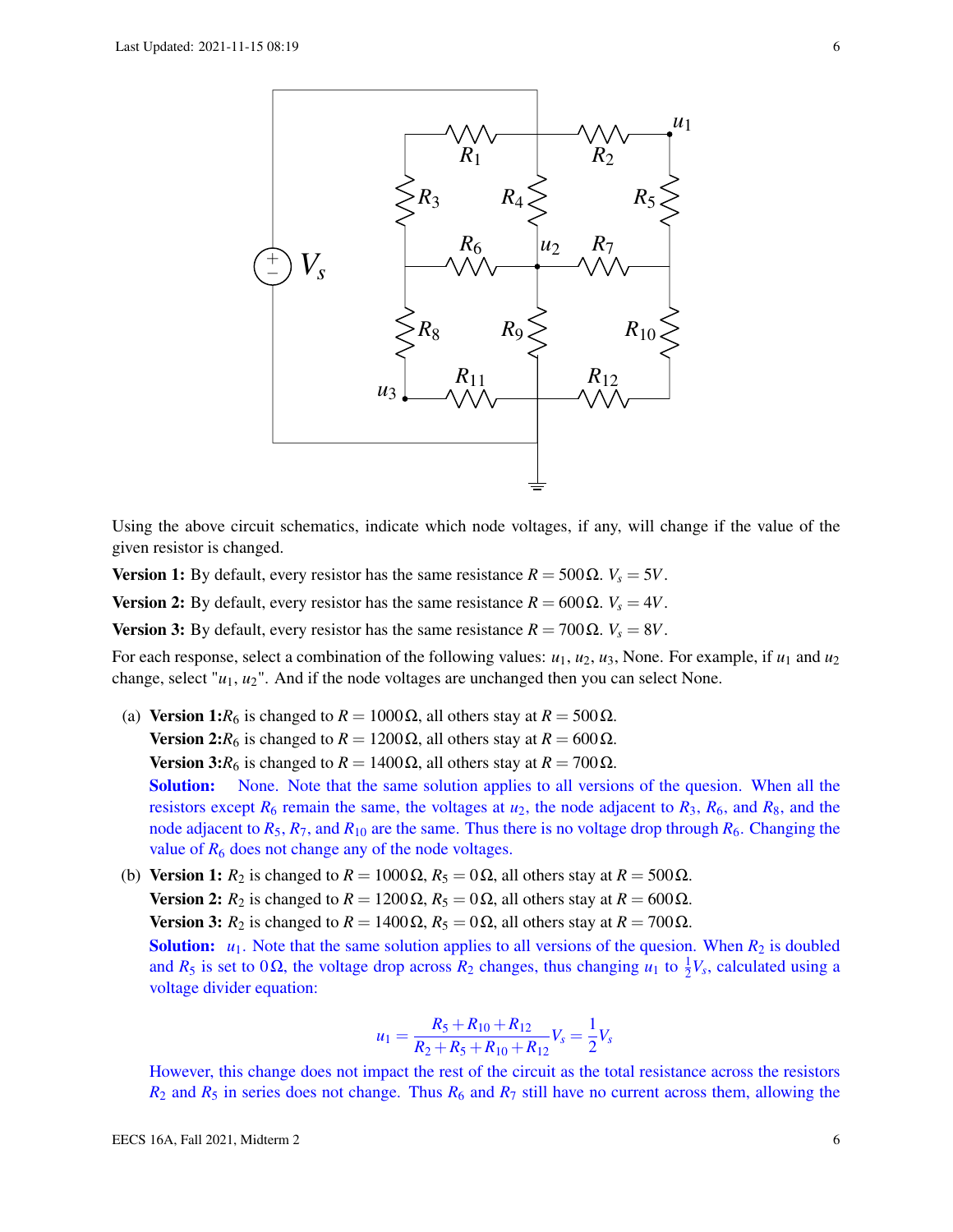Using the above circuit schematics, indicate which node voltages, if any, will change if the value of the given resistor is changed.

**Version 1:** By default, every resistor has the same resistance $R = 500\,\Omega$. $V_s = 5V$.

**Version 2:** By default, every resistor has the same resistance $R = 600\,\Omega$. $V_s = 4V$.

**Version 3:** By default, every resistor has the same resistance $R = 700\,\Omega$. $V_s = 8V$.

For each response, select a combination of the following values: $u_1$, $u_2$, $u_3$, None. For example, if $u_1$ and $u_2$ change, select "$u_1$, $u_2$". And if the node voltages are unchanged then you can select None.

(a) **Version 1:** $R_6$ is changed to $R = 1000\,\Omega$, all others stay at $R = 500\,\Omega$.
**Version 2:** $R_6$ is changed to $R = 1200\,\Omega$, all others stay at $R = 600\,\Omega$.
**Version 3:** $R_6$ is changed to $R = 1400\,\Omega$, all others stay at $R = 700\,\Omega$.

**Solution:** None. Note that the same solution applies to all versions of the quesion. When all the resistors except $R_6$ remain the same, the voltages at $u_2$, the node adjacent to $R_3$, $R_6$, and $R_8$, and the node adjacent to $R_5$, $R_7$, and $R_{10}$ are the same. Thus there is no voltage drop through $R_6$. Changing the value of $R_6$ does not change any of the node voltages.

(b) **Version 1:** $R_2$ is changed to $R = 1000\,\Omega$, $R_5 = 0\,\Omega$, all others stay at $R = 500\,\Omega$.
**Version 2:** $R_2$ is changed to $R = 1200\,\Omega$, $R_5 = 0\,\Omega$, all others stay at $R = 600\,\Omega$.
**Version 3:** $R_2$ is changed to $R = 1400\,\Omega$, $R_5 = 0\,\Omega$, all others stay at $R = 700\,\Omega$.

**Solution:** $u_1$. Note that the same solution applies to all versions of the quesion. When $R_2$ is doubled and $R_5$ is set to $0\,\Omega$, the voltage drop across $R_2$ changes, thus changing $u_1$ to $\frac{1}{2}V_s$, calculated using a voltage divider equation:

$$u_1 = \frac{R_5 + R_{10} + R_{12}}{R_2 + R_5 + R_{10} + R_{12}} V_s = \frac{1}{2} V_s$$

However, this change does not impact the rest of the circuit as the total resistance across the resistors $R_2$ and $R_5$ in series does not change. Thus $R_6$ and $R_7$ still have no current across them, allowing the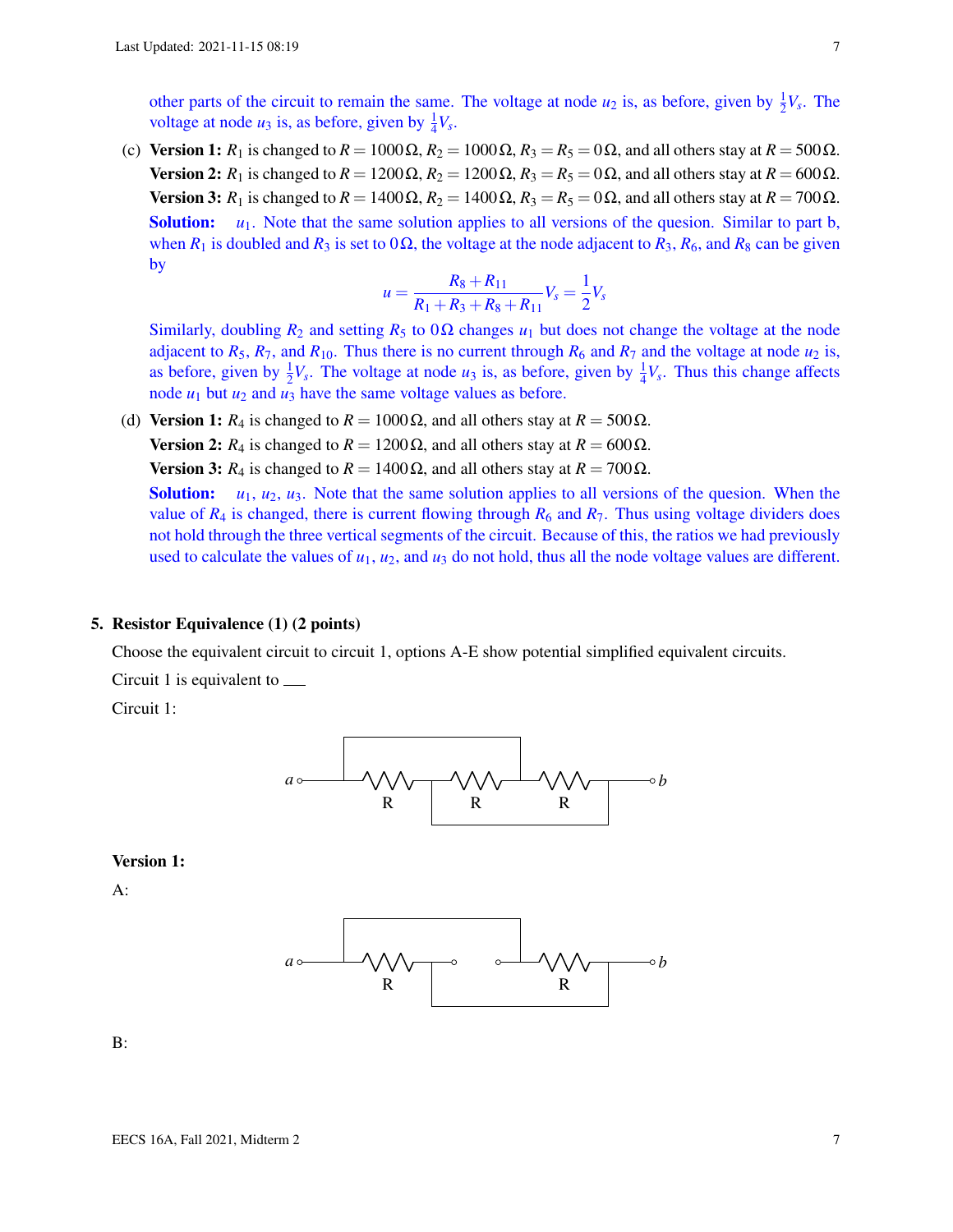other parts of the circuit to remain the same. The voltage at node $u_2$ is, as before, given by $\frac{1}{2}V_s$. The voltage at node $u_3$ is, as before, given by $\frac{1}{4}V_s$.

(c) **Version 1:** $R_1$ is changed to $R = 1000\,\Omega$, $R_2 = 1000\,\Omega$, $R_3 = R_5 = 0\,\Omega$, and all others stay at $R = 500\,\Omega$.
**Version 2:** $R_1$ is changed to $R = 1200\,\Omega$, $R_2 = 1200\,\Omega$, $R_3 = R_5 = 0\,\Omega$, and all others stay at $R = 600\,\Omega$.
**Version 3:** $R_1$ is changed to $R = 1400\,\Omega$, $R_2 = 1400\,\Omega$, $R_3 = R_5 = 0\,\Omega$, and all others stay at $R = 700\,\Omega$.

**Solution:** $u_1$. Note that the same solution applies to all versions of the quesion. Similar to part b, when $R_1$ is doubled and $R_3$ is set to $0\,\Omega$, the voltage at the node adjacent to $R_3$, $R_6$, and $R_8$ can be given by

$$u = \frac{R_8 + R_{11}}{R_1 + R_3 + R_8 + R_{11}} V_s = \frac{1}{2} V_s$$

Similarly, doubling $R_2$ and setting $R_5$ to $0\,\Omega$ changes $u_1$ but does not change the voltage at the node adjacent to $R_5$, $R_7$, and $R_{10}$. Thus there is no current through $R_6$ and $R_7$ and the voltage at node $u_2$ is, as before, given by $\frac{1}{2}V_s$. The voltage at node $u_3$ is, as before, given by $\frac{1}{4}V_s$. Thus this change affects node $u_1$ but $u_2$ and $u_3$ have the same voltage values as before.

(d) **Version 1:** $R_4$ is changed to $R = 1000\,\Omega$, and all others stay at $R = 500\,\Omega$.
**Version 2:** $R_4$ is changed to $R = 1200\,\Omega$, and all others stay at $R = 600\,\Omega$.
**Version 3:** $R_4$ is changed to $R = 1400\,\Omega$, and all others stay at $R = 700\,\Omega$.

**Solution:** $u_1$, $u_2$, $u_3$. Note that the same solution applies to all versions of the quesion. When the value of $R_4$ is changed, there is current flowing through $R_6$ and $R_7$. Thus using voltage dividers does not hold through the three vertical segments of the circuit. Because of this, the ratios we had previously used to calculate the values of $u_1$, $u_2$, and $u_3$ do not hold, thus all the node voltage values are different.

## 5. Resistor Equivalence (1) (2 points)

Choose the equivalent circuit to circuit 1, options A-E show potential simplified equivalent circuits.

Circuit 1 is equivalent to \_\_\_

Circuit 1:

**Version 1:**

A:

B: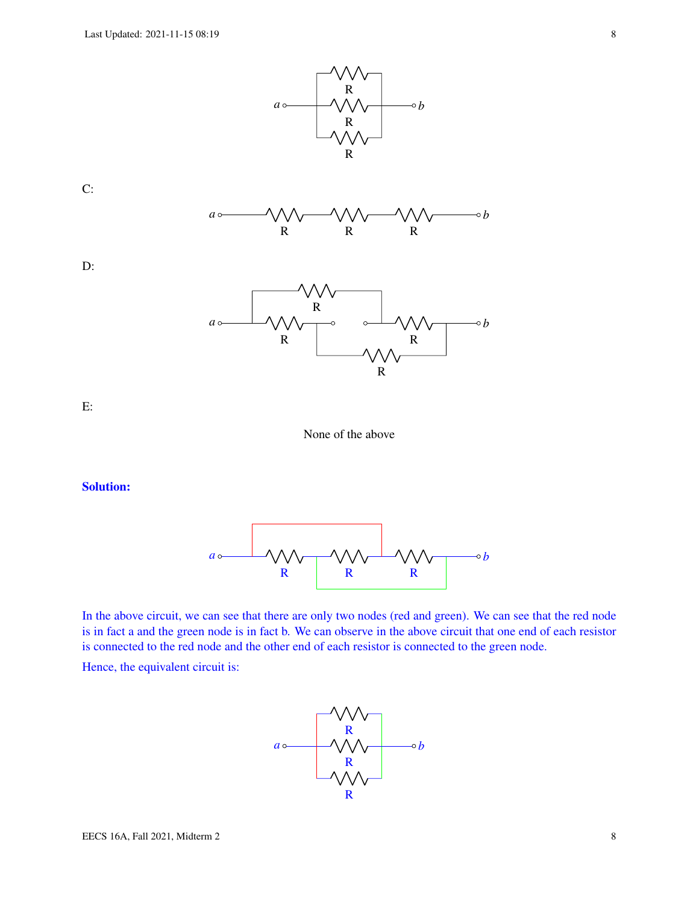C:

D:

E:

None of the above

**Solution:**

In the above circuit, we can see that there are only two nodes (red and green). We can see that the red node is in fact a and the green node is in fact b. We can observe in the above circuit that one end of each resistor is connected to the red node and the other end of each resistor is connected to the green node.

Hence, the equivalent circuit is: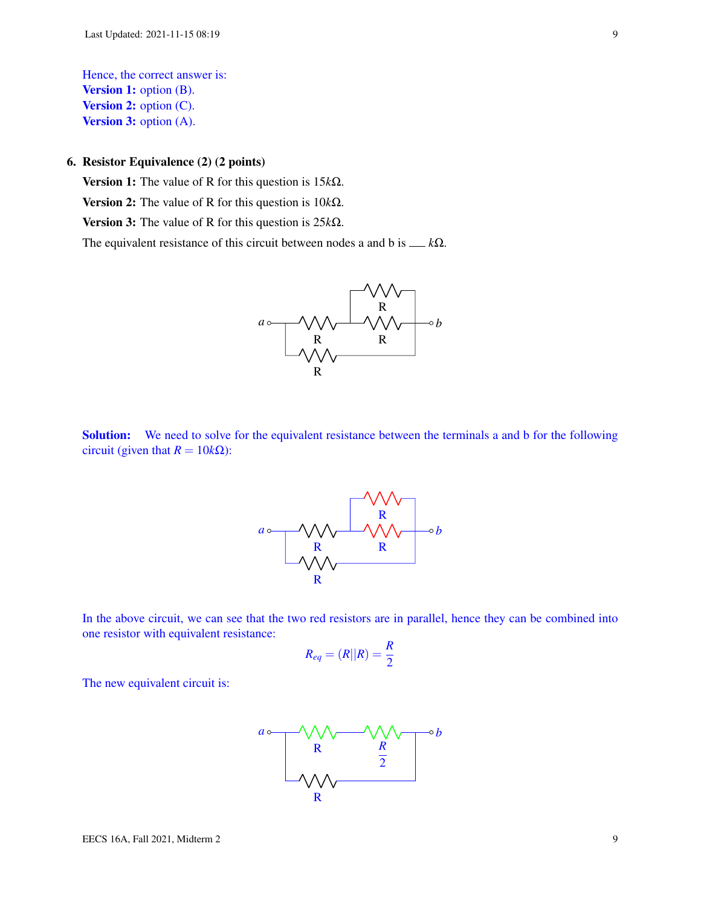Hence, the correct answer is:
**Version 1:** option (B).
**Version 2:** option (C).
**Version 3:** option (A).

**6. Resistor Equivalence (2) (2 points)**

**Version 1:** The value of R for this question is $15k\Omega$.

**Version 2:** The value of R for this question is $10k\Omega$.

**Version 3:** The value of R for this question is $25k\Omega$.

The equivalent resistance of this circuit between nodes a and b is ___ $k\Omega$.

**Solution:** We need to solve for the equivalent resistance between the terminals a and b for the following circuit (given that $R = 10k\Omega$):

In the above circuit, we can see that the two red resistors are in parallel, hence they can be combined into one resistor with equivalent resistance:

$$R_{eq} = (R||R) = \frac{R}{2}$$

The new equivalent circuit is: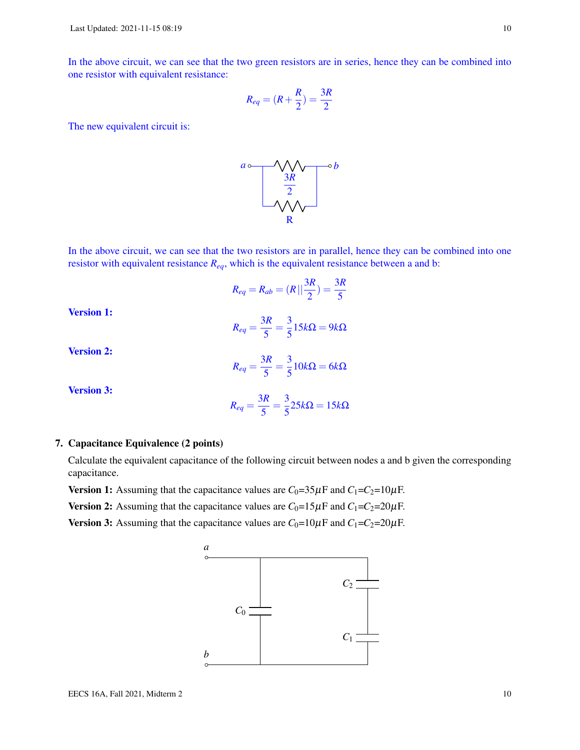In the above circuit, we can see that the two green resistors are in series, hence they can be combined into one resistor with equivalent resistance:

$$R_{eq} = (R + \frac{R}{2}) = \frac{3R}{2}$$

The new equivalent circuit is:

In the above circuit, we can see that the two resistors are in parallel, hence they can be combined into one resistor with equivalent resistance $R_{eq}$, which is the equivalent resistance between a and b:

$$R_{eq} = R_{ab} = (R || \frac{3R}{2}) = \frac{3R}{5}$$

**Version 1:**

$$R_{eq} = \frac{3R}{5} = \frac{3}{5} 15k\Omega = 9k\Omega$$

**Version 2:**

$$R_{eq} = \frac{3R}{5} = \frac{3}{5} 10k\Omega = 6k\Omega$$

**Version 3:**

$$R_{eq} = \frac{3R}{5} = \frac{3}{5} 25k\Omega = 15k\Omega$$

**7. Capacitance Equivalence (2 points)**

Calculate the equivalent capacitance of the following circuit between nodes a and b given the corresponding capacitance.

**Version 1:** Assuming that the capacitance values are $C_0$=35$\mu$F and $C_1$=$C_2$=10$\mu$F.

**Version 2:** Assuming that the capacitance values are $C_0$=15$\mu$F and $C_1$=$C_2$=20$\mu$F.

**Version 3:** Assuming that the capacitance values are $C_0$=10$\mu$F and $C_1$=$C_2$=20$\mu$F.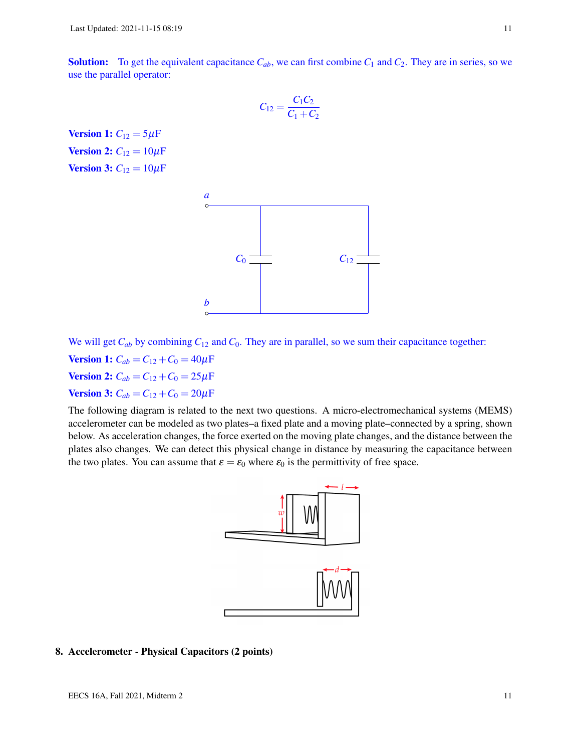**Solution:** To get the equivalent capacitance $C_{ab}$, we can first combine $C_1$ and $C_2$. They are in series, so we use the parallel operator:

$$C_{12} = \frac{C_1 C_2}{C_1 + C_2}$$

**Version 1:** $C_{12} = 5\mu\text{F}$

**Version 2:** $C_{12} = 10\mu\text{F}$

**Version 3:** $C_{12} = 10\mu\text{F}$

We will get $C_{ab}$ by combining $C_{12}$ and $C_0$. They are in parallel, so we sum their capacitance together:

**Version 1:** $C_{ab} = C_{12} + C_0 = 40\mu\text{F}$

**Version 2:** $C_{ab} = C_{12} + C_0 = 25\mu\text{F}$

**Version 3:** $C_{ab} = C_{12} + C_0 = 20\mu\text{F}$

The following diagram is related to the next two questions. A micro-electromechanical systems (MEMS) accelerometer can be modeled as two plates–a fixed plate and a moving plate–connected by a spring, shown below. As acceleration changes, the force exerted on the moving plate changes, and the distance between the plates also changes. We can detect this physical change in distance by measuring the capacitance between the two plates. You can assume that $\varepsilon = \varepsilon_0$ where $\varepsilon_0$ is the permittivity of free space.

**8. Accelerometer - Physical Capacitors (2 points)**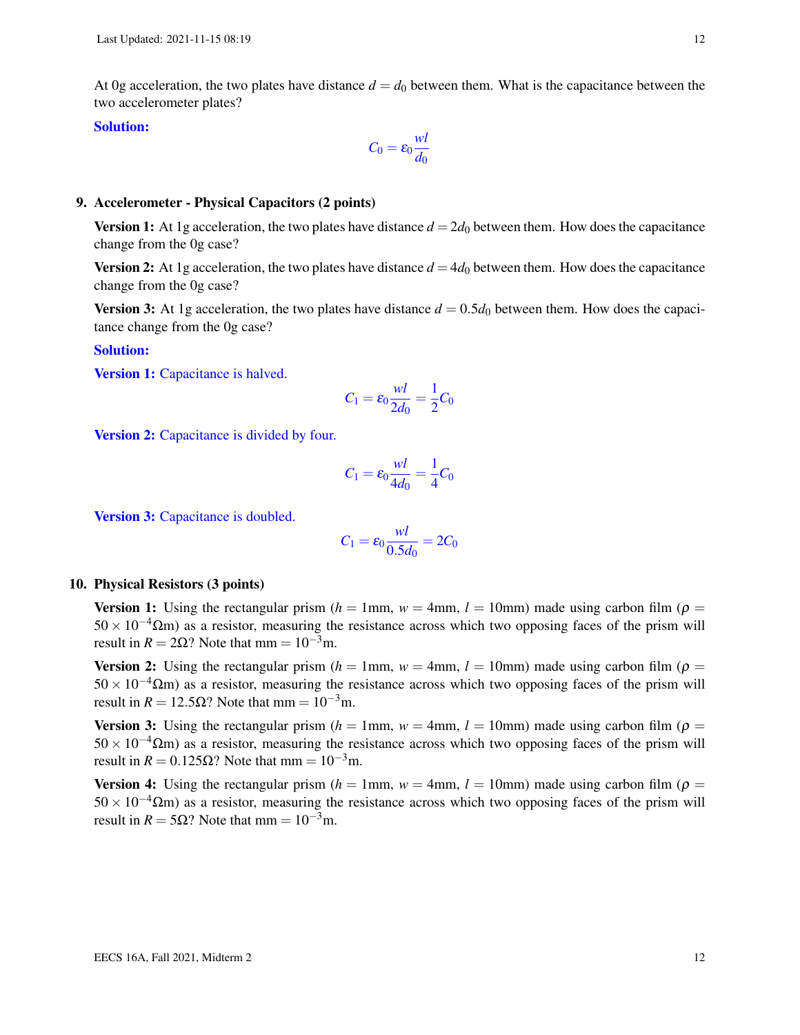At 0g acceleration, the two plates have distance $d = d_0$ between them. What is the capacitance between the two accelerometer plates?

**Solution:**

$$C_0 = \varepsilon_0 \frac{wl}{d_0}$$

9. **Accelerometer - Physical Capacitors (2 points)**

   **Version 1:** At 1g acceleration, the two plates have distance $d = 2d_0$ between them. How does the capacitance change from the 0g case?

   **Version 2:** At 1g acceleration, the two plates have distance $d = 4d_0$ between them. How does the capacitance change from the 0g case?

   **Version 3:** At 1g acceleration, the two plates have distance $d = 0.5d_0$ between them. How does the capacitance change from the 0g case?

   **Solution:**

   **Version 1:** Capacitance is halved.

   $$C_1 = \varepsilon_0 \frac{wl}{2d_0} = \frac{1}{2} C_0$$

   **Version 2:** Capacitance is divided by four.

   $$C_1 = \varepsilon_0 \frac{wl}{4d_0} = \frac{1}{4} C_0$$

   **Version 3:** Capacitance is doubled.

   $$C_1 = \varepsilon_0 \frac{wl}{0.5d_0} = 2C_0$$

10. **Physical Resistors (3 points)**

    **Version 1:** Using the rectangular prism ($h = 1\text{mm}$, $w = 4\text{mm}$, $l = 10\text{mm}$) made using carbon film ($\rho = 50 \times 10^{-4}\Omega\text{m}$) as a resistor, measuring the resistance across which two opposing faces of the prism will result in $R = 2\Omega$? Note that $\text{mm} = 10^{-3}\text{m}$.

    **Version 2:** Using the rectangular prism ($h = 1\text{mm}$, $w = 4\text{mm}$, $l = 10\text{mm}$) made using carbon film ($\rho = 50 \times 10^{-4}\Omega\text{m}$) as a resistor, measuring the resistance across which two opposing faces of the prism will result in $R = 12.5\Omega$? Note that $\text{mm} = 10^{-3}\text{m}$.

    **Version 3:** Using the rectangular prism ($h = 1\text{mm}$, $w = 4\text{mm}$, $l = 10\text{mm}$) made using carbon film ($\rho = 50 \times 10^{-4}\Omega\text{m}$) as a resistor, measuring the resistance across which two opposing faces of the prism will result in $R = 0.125\Omega$? Note that $\text{mm} = 10^{-3}\text{m}$.

    **Version 4:** Using the rectangular prism ($h = 1\text{mm}$, $w = 4\text{mm}$, $l = 10\text{mm}$) made using carbon film ($\rho = 50 \times 10^{-4}\Omega\text{m}$) as a resistor, measuring the resistance across which two opposing faces of the prism will result in $R = 5\Omega$? Note that $\text{mm} = 10^{-3}\text{m}$.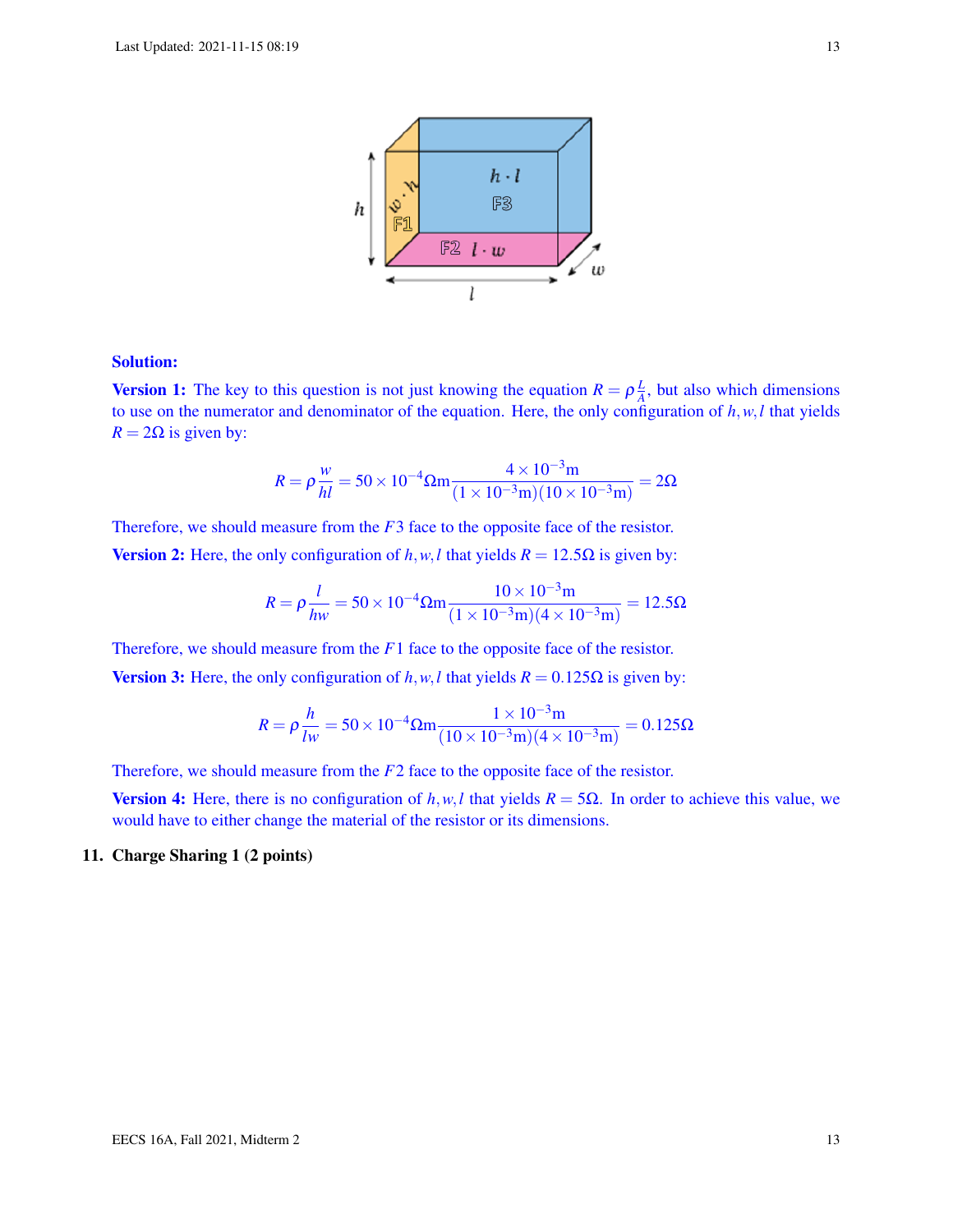**Solution:**

**Version 1:** The key to this question is not just knowing the equation $R = \rho \frac{L}{A}$, but also which dimensions to use on the numerator and denominator of the equation. Here, the only configuration of $h, w, l$ that yields $R = 2\Omega$ is given by:

$$R = \rho \frac{w}{hl} = 50 \times 10^{-4} \Omega\text{m} \frac{4 \times 10^{-3}\text{m}}{(1 \times 10^{-3}\text{m})(10 \times 10^{-3}\text{m})} = 2\Omega$$

Therefore, we should measure from the $F3$ face to the opposite face of the resistor.

**Version 2:** Here, the only configuration of $h, w, l$ that yields $R = 12.5\Omega$ is given by:

$$R = \rho \frac{l}{hw} = 50 \times 10^{-4} \Omega\text{m} \frac{10 \times 10^{-3}\text{m}}{(1 \times 10^{-3}\text{m})(4 \times 10^{-3}\text{m})} = 12.5\Omega$$

Therefore, we should measure from the $F1$ face to the opposite face of the resistor.

**Version 3:** Here, the only configuration of $h, w, l$ that yields $R = 0.125\Omega$ is given by:

$$R = \rho \frac{h}{lw} = 50 \times 10^{-4} \Omega\text{m} \frac{1 \times 10^{-3}\text{m}}{(10 \times 10^{-3}\text{m})(4 \times 10^{-3}\text{m})} = 0.125\Omega$$

Therefore, we should measure from the $F2$ face to the opposite face of the resistor.

**Version 4:** Here, there is no configuration of $h, w, l$ that yields $R = 5\Omega$. In order to achieve this value, we would have to either change the material of the resistor or its dimensions.

**11. Charge Sharing 1 (2 points)**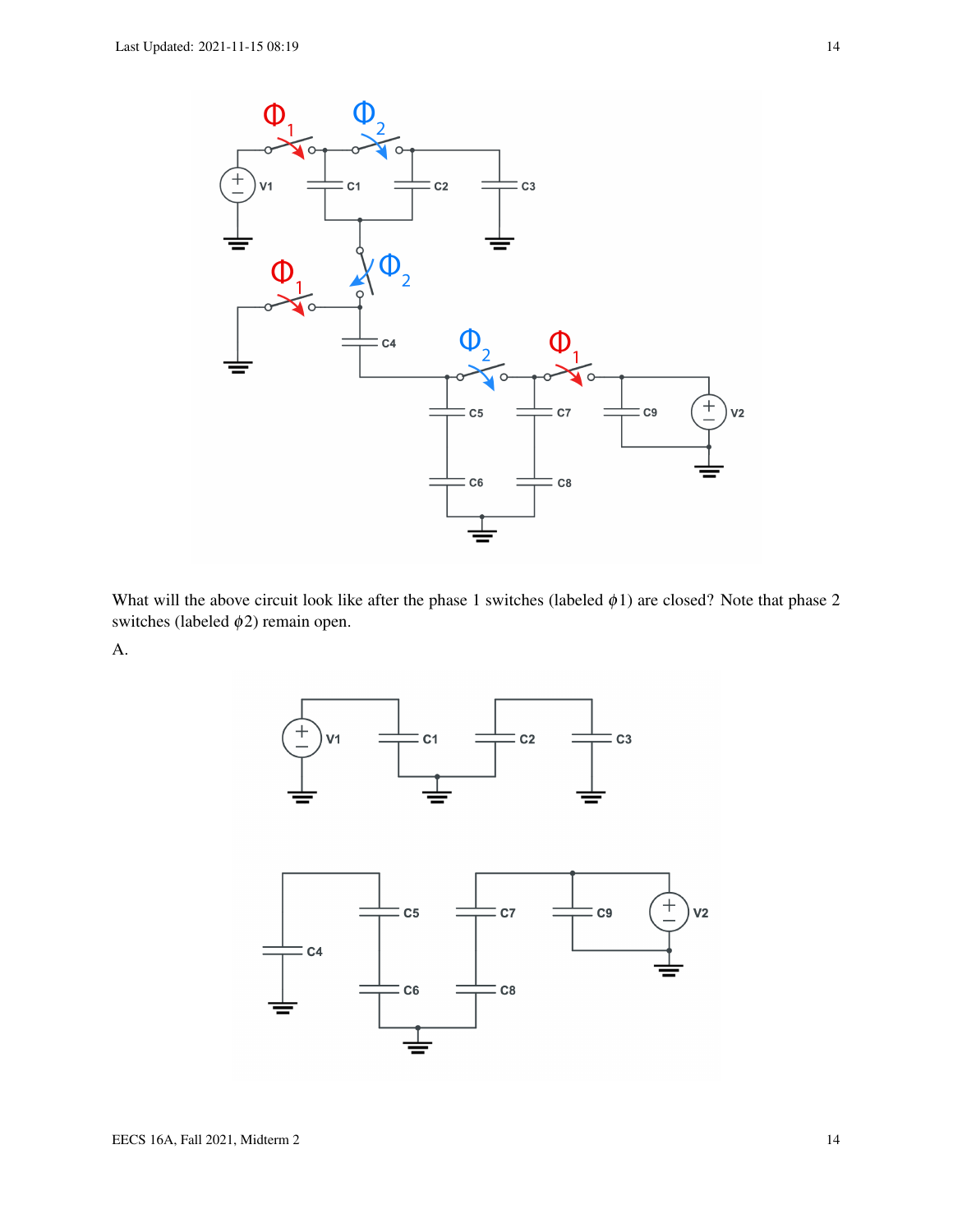What will the above circuit look like after the phase 1 switches (labeled $\phi 1$) are closed? Note that phase 2 switches (labeled $\phi 2$) remain open.

A.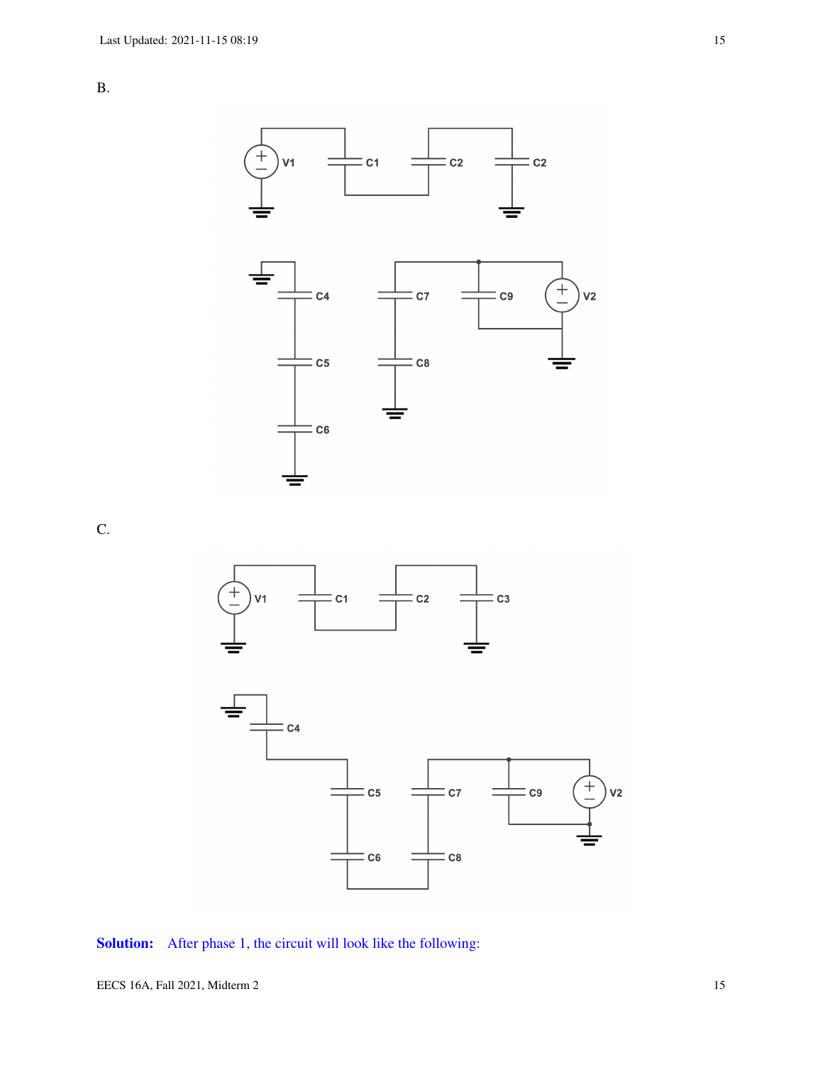B.

C.

**Solution:** After phase 1, the circuit will look like the following: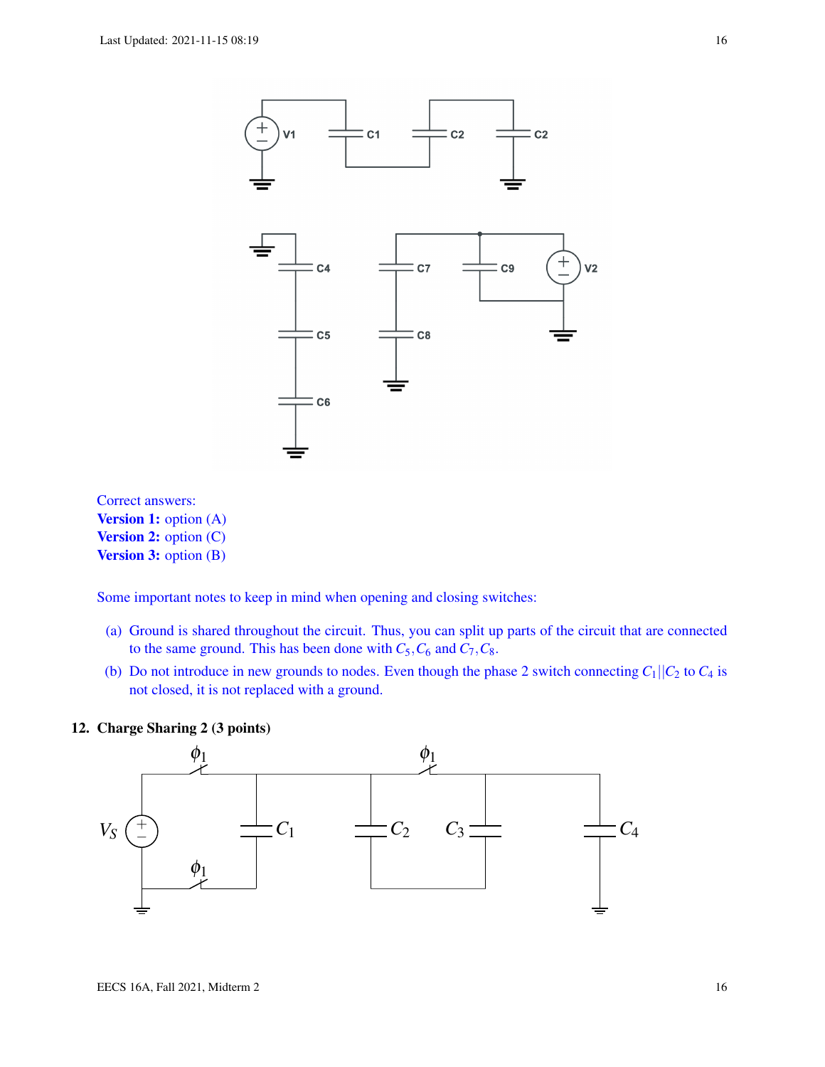Correct answers:
**Version 1:** option (A)
**Version 2:** option (C)
**Version 3:** option (B)

Some important notes to keep in mind when opening and closing switches:

(a) Ground is shared throughout the circuit. Thus, you can split up parts of the circuit that are connected to the same ground. This has been done with $C_5, C_6$ and $C_7, C_8$.

(b) Do not introduce in new grounds to nodes. Even though the phase 2 switch connecting $C_1||C_2$ to $C_4$ is not closed, it is not replaced with a ground.

## 12. Charge Sharing 2 (3 points)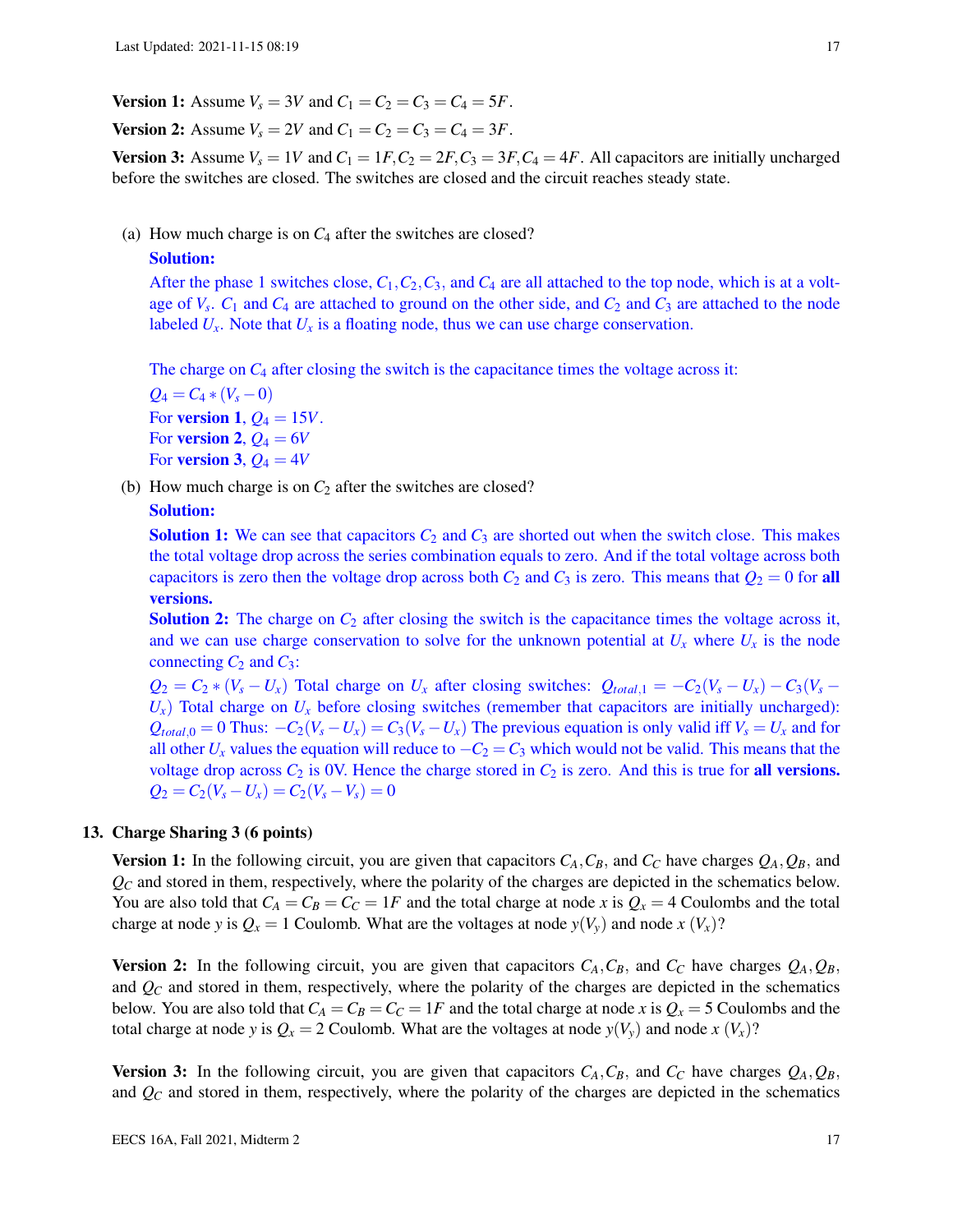**Version 1:** Assume $V_s = 3V$ and $C_1 = C_2 = C_3 = C_4 = 5F$.

**Version 2:** Assume $V_s = 2V$ and $C_1 = C_2 = C_3 = C_4 = 3F$.

**Version 3:** Assume $V_s = 1V$ and $C_1 = 1F, C_2 = 2F, C_3 = 3F, C_4 = 4F$. All capacitors are initially uncharged before the switches are closed. The switches are closed and the circuit reaches steady state.

(a) How much charge is on $C_4$ after the switches are closed?

**Solution:**

After the phase 1 switches close, $C_1, C_2, C_3$, and $C_4$ are all attached to the top node, which is at a voltage of $V_s$. $C_1$ and $C_4$ are attached to ground on the other side, and $C_2$ and $C_3$ are attached to the node labeled $U_x$. Note that $U_x$ is a floating node, thus we can use charge conservation.

The charge on $C_4$ after closing the switch is the capacitance times the voltage across it:

$Q_4 = C_4 * (V_s - 0)$

For **version 1**, $Q_4 = 15V$.

For **version 2**, $Q_4 = 6V$

For **version 3**, $Q_4 = 4V$

(b) How much charge is on $C_2$ after the switches are closed?

**Solution:**

**Solution 1:** We can see that capacitors $C_2$ and $C_3$ are shorted out when the switch close. This makes the total voltage drop across the series combination equals to zero. And if the total voltage across both capacitors is zero then the voltage drop across both $C_2$ and $C_3$ is zero. This means that $Q_2 = 0$ for **all versions.**

**Solution 2:** The charge on $C_2$ after closing the switch is the capacitance times the voltage across it, and we can use charge conservation to solve for the unknown potential at $U_x$ where $U_x$ is the node connecting $C_2$ and $C_3$:

$Q_2 = C_2 * (V_s - U_x)$ Total charge on $U_x$ after closing switches: $Q_{total,1} = -C_2(V_s - U_x) - C_3(V_s - U_x)$ Total charge on $U_x$ before closing switches (remember that capacitors are initially uncharged): $Q_{total,0} = 0$ Thus: $-C_2(V_s - U_x) = C_3(V_s - U_x)$ The previous equation is only valid iff $V_s = U_x$ and for all other $U_x$ values the equation will reduce to $-C_2 = C_3$ which would not be valid. This means that the voltage drop across $C_2$ is 0V. Hence the charge stored in $C_2$ is zero. And this is true for **all versions.**

$Q_2 = C_2(V_s - U_x) = C_2(V_s - V_s) = 0$

## 13. Charge Sharing 3 (6 points)

**Version 1:** In the following circuit, you are given that capacitors $C_A, C_B$, and $C_C$ have charges $Q_A, Q_B$, and $Q_C$ and stored in them, respectively, where the polarity of the charges are depicted in the schematics below. You are also told that $C_A = C_B = C_C = 1F$ and the total charge at node $x$ is $Q_x = 4$ Coulombs and the total charge at node $y$ is $Q_x = 1$ Coulomb. What are the voltages at node $y(V_y)$ and node $x$ $(V_x)$?

**Version 2:** In the following circuit, you are given that capacitors $C_A, C_B$, and $C_C$ have charges $Q_A, Q_B$, and $Q_C$ and stored in them, respectively, where the polarity of the charges are depicted in the schematics below. You are also told that $C_A = C_B = C_C = 1F$ and the total charge at node $x$ is $Q_x = 5$ Coulombs and the total charge at node $y$ is $Q_x = 2$ Coulomb. What are the voltages at node $y(V_y)$ and node $x$ $(V_x)$?

**Version 3:** In the following circuit, you are given that capacitors $C_A, C_B$, and $C_C$ have charges $Q_A, Q_B$, and $Q_C$ and stored in them, respectively, where the polarity of the charges are depicted in the schematics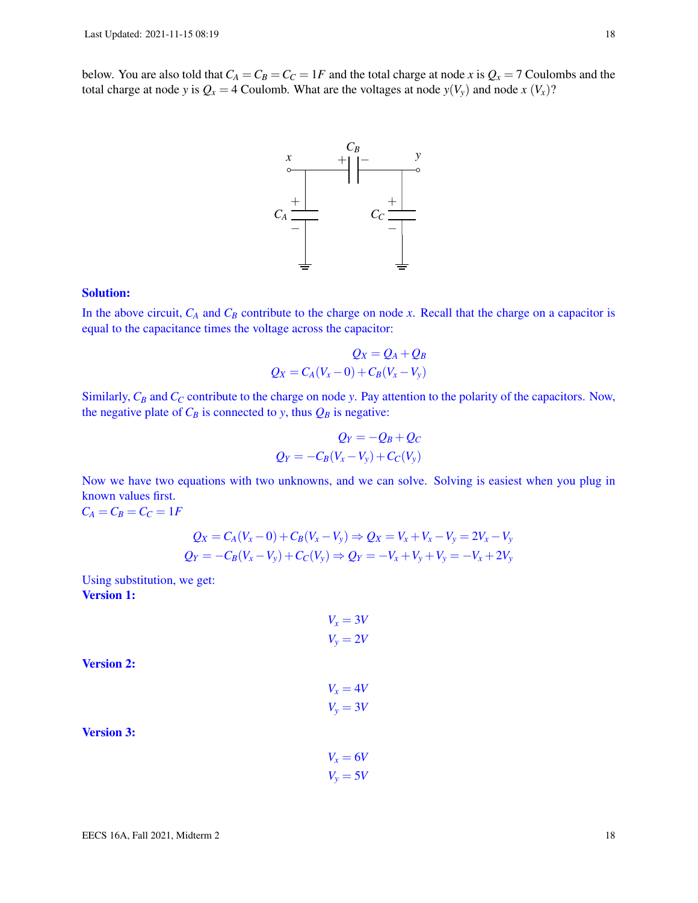below. You are also told that $C_A = C_B = C_C = 1F$ and the total charge at node $x$ is $Q_x = 7$ Coulombs and the total charge at node $y$ is $Q_x = 4$ Coulomb. What are the voltages at node $y (V_y)$ and node $x$ $(V_x)$?

**Solution:**

In the above circuit, $C_A$ and $C_B$ contribute to the charge on node $x$. Recall that the charge on a capacitor is equal to the capacitance times the voltage across the capacitor:

$$Q_X = Q_A + Q_B$$
$$Q_X = C_A(V_x - 0) + C_B(V_x - V_y)$$

Similarly, $C_B$ and $C_C$ contribute to the charge on node $y$. Pay attention to the polarity of the capacitors. Now, the negative plate of $C_B$ is connected to $y$, thus $Q_B$ is negative:

$$Q_Y = -Q_B + Q_C$$
$$Q_Y = -C_B(V_x - V_y) + C_C(V_y)$$

Now we have two equations with two unknowns, and we can solve. Solving is easiest when you plug in known values first.
$C_A = C_B = C_C = 1F$

$$Q_X = C_A(V_x - 0) + C_B(V_x - V_y) \Rightarrow Q_X = V_x + V_x - V_y = 2V_x - V_y$$
$$Q_Y = -C_B(V_x - V_y) + C_C(V_y) \Rightarrow Q_Y = -V_x + V_y + V_y = -V_x + 2V_y$$

Using substitution, we get:

**Version 1:**

$$V_x = 3V$$
$$V_y = 2V$$

**Version 2:**

$$V_x = 4V$$
$$V_y = 3V$$

**Version 3:**

$$V_x = 6V$$
$$V_y = 5V$$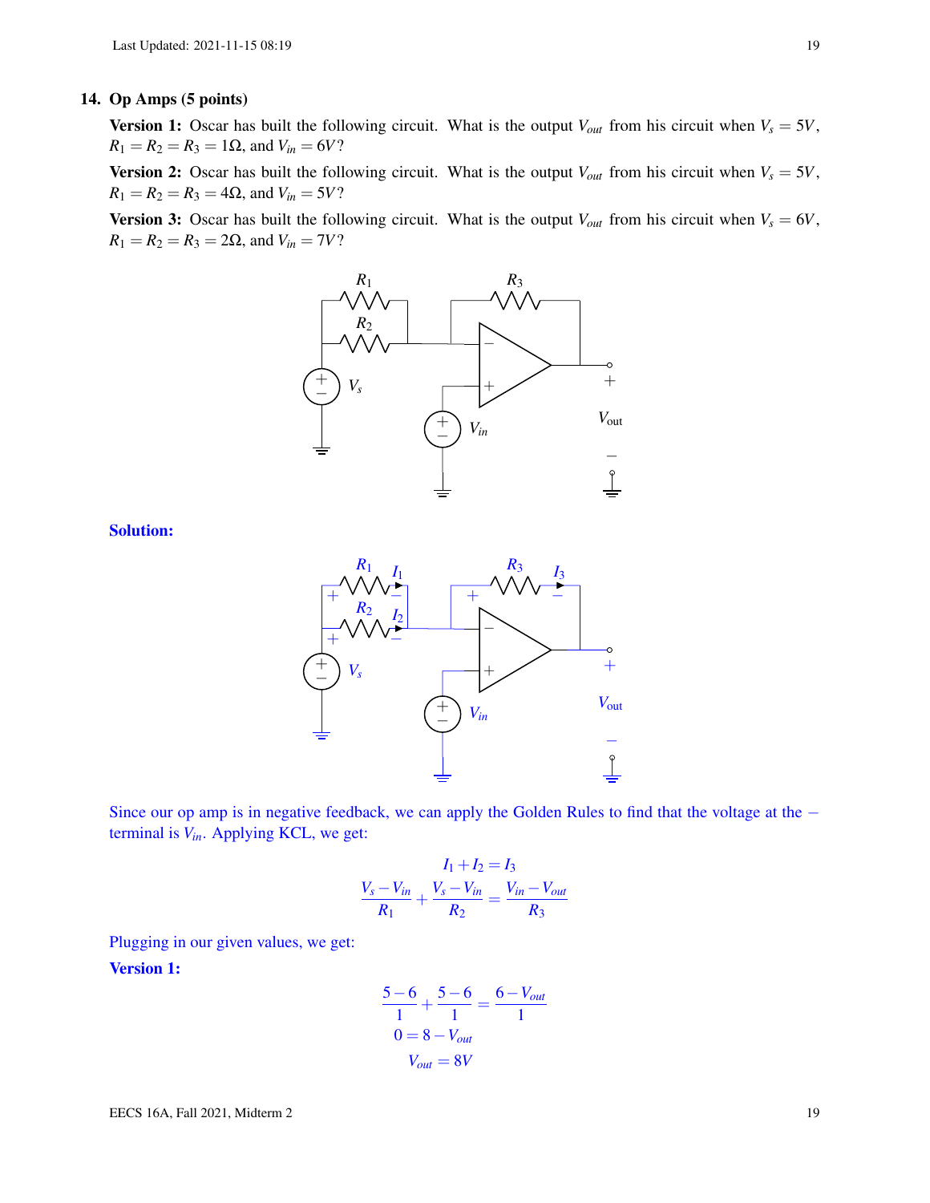**14. Op Amps (5 points)**

**Version 1:** Oscar has built the following circuit. What is the output $V_{out}$ from his circuit when $V_s = 5V$, $R_1 = R_2 = R_3 = 1\Omega$, and $V_{in} = 6V$?

**Version 2:** Oscar has built the following circuit. What is the output $V_{out}$ from his circuit when $V_s = 5V$, $R_1 = R_2 = R_3 = 4\Omega$, and $V_{in} = 5V$?

**Version 3:** Oscar has built the following circuit. What is the output $V_{out}$ from his circuit when $V_s = 6V$, $R_1 = R_2 = R_3 = 2\Omega$, and $V_{in} = 7V$?

**Solution:**

Since our op amp is in negative feedback, we can apply the Golden Rules to find that the voltage at the − terminal is $V_{in}$. Applying KCL, we get:

$$I_1 + I_2 = I_3$$

$$\frac{V_s - V_{in}}{R_1} + \frac{V_s - V_{in}}{R_2} = \frac{V_{in} - V_{out}}{R_3}$$

Plugging in our given values, we get:

**Version 1:**

$$\frac{5-6}{1} + \frac{5-6}{1} = \frac{6 - V_{out}}{1}$$

$$0 = 8 - V_{out}$$

$$V_{out} = 8V$$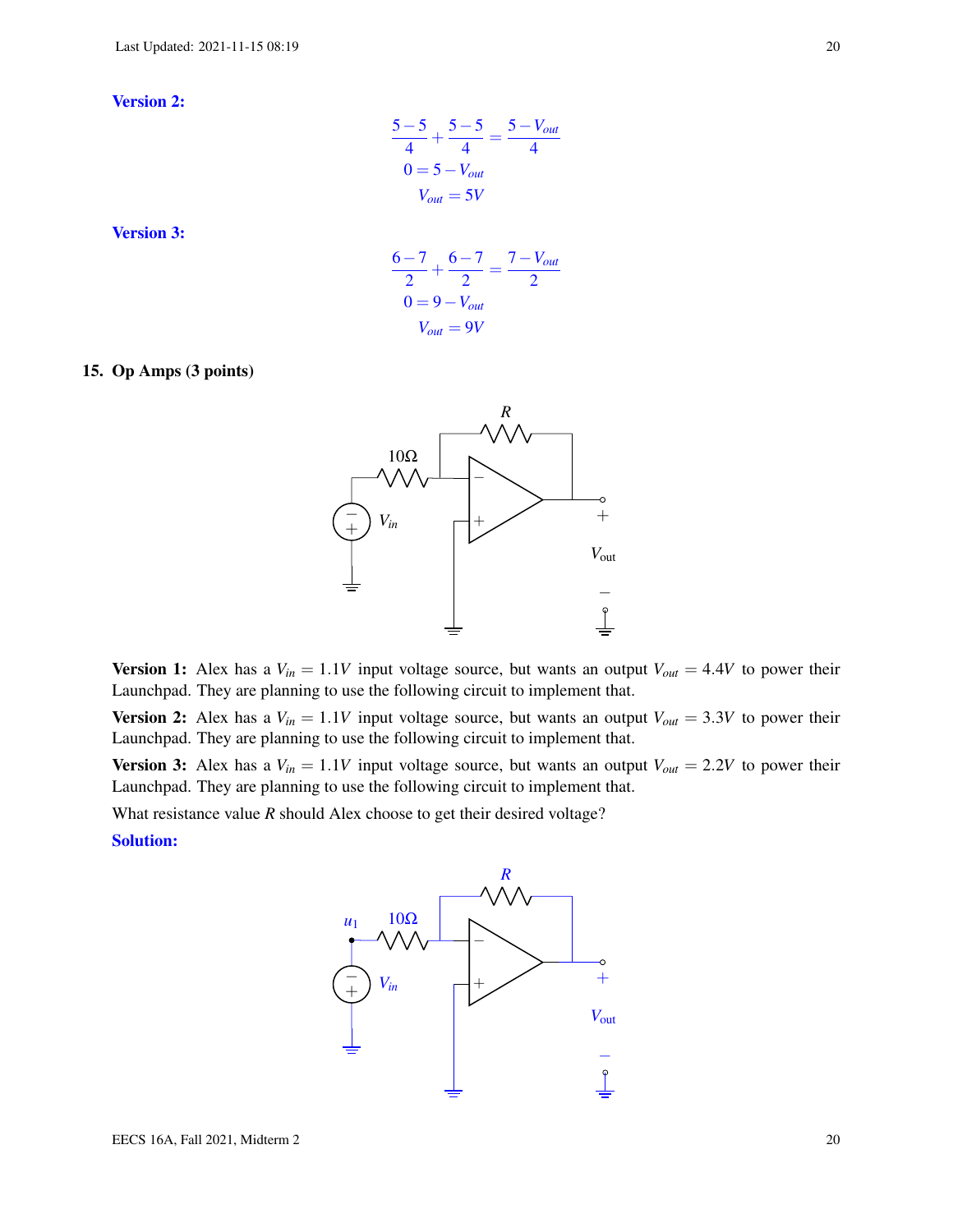**Version 2:**

$$\frac{5-5}{4} + \frac{5-5}{4} = \frac{5-V_{out}}{4}$$
$$0 = 5 - V_{out}$$
$$V_{out} = 5V$$

**Version 3:**

$$\frac{6-7}{2} + \frac{6-7}{2} = \frac{7-V_{out}}{2}$$
$$0 = 9 - V_{out}$$
$$V_{out} = 9V$$

## 15. Op Amps (3 points)

**Version 1:** Alex has a $V_{in} = 1.1V$ input voltage source, but wants an output $V_{out} = 4.4V$ to power their Launchpad. They are planning to use the following circuit to implement that.

**Version 2:** Alex has a $V_{in} = 1.1V$ input voltage source, but wants an output $V_{out} = 3.3V$ to power their Launchpad. They are planning to use the following circuit to implement that.

**Version 3:** Alex has a $V_{in} = 1.1V$ input voltage source, but wants an output $V_{out} = 2.2V$ to power their Launchpad. They are planning to use the following circuit to implement that.

What resistance value $R$ should Alex choose to get their desired voltage?

**Solution:**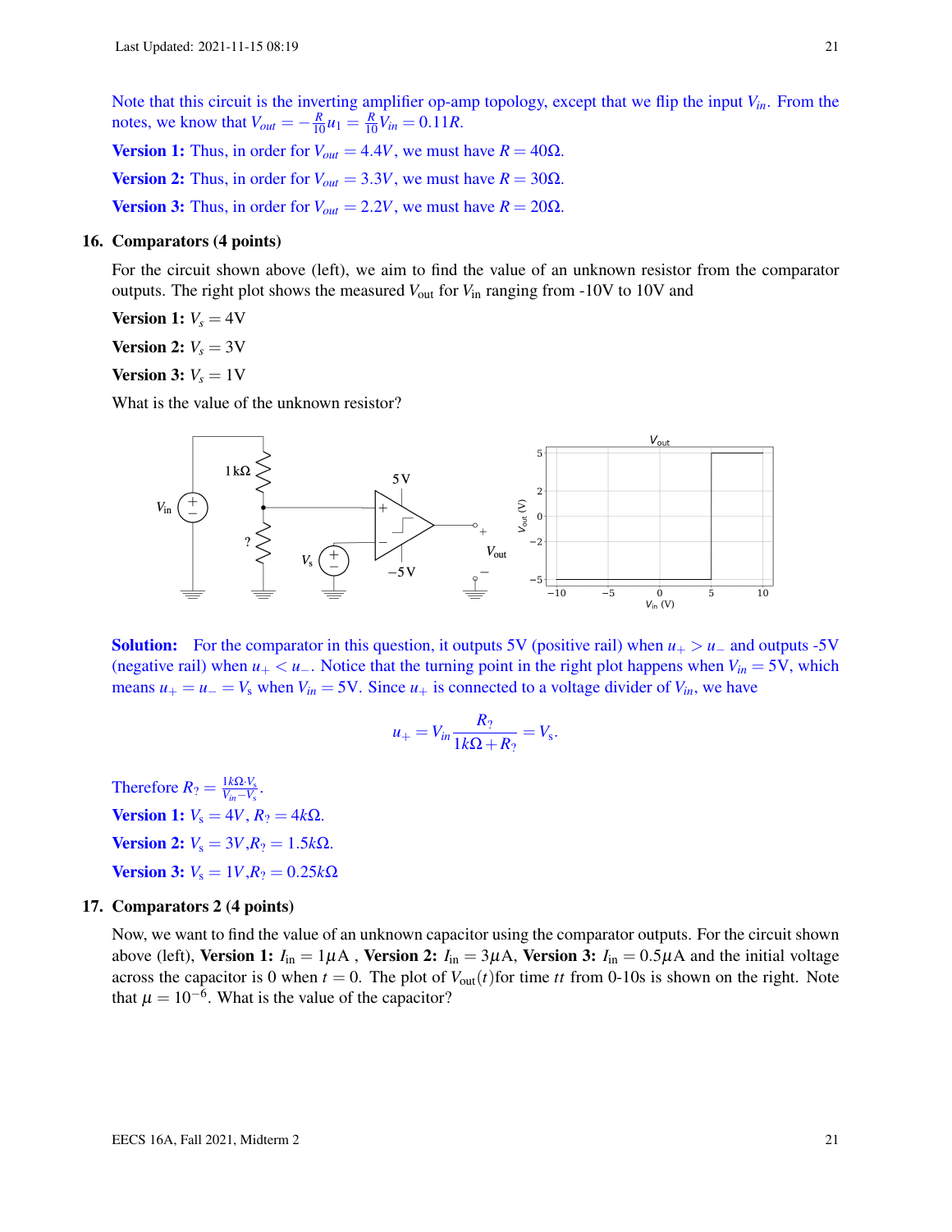Note that this circuit is the inverting amplifier op-amp topology, except that we flip the input $V_{in}$. From the notes, we know that $V_{out} = -\frac{R}{10}u_1 = \frac{R}{10}V_{in} = 0.11R$.

**Version 1:** Thus, in order for $V_{out} = 4.4V$, we must have $R = 40\Omega$.

**Version 2:** Thus, in order for $V_{out} = 3.3V$, we must have $R = 30\Omega$.

**Version 3:** Thus, in order for $V_{out} = 2.2V$, we must have $R = 20\Omega$.

**16. Comparators (4 points)**

For the circuit shown above (left), we aim to find the value of an unknown resistor from the comparator outputs. The right plot shows the measured $V_{\text{out}}$ for $V_{\text{in}}$ ranging from -10V to 10V and

**Version 1:** $V_s = 4\text{V}$

**Version 2:** $V_s = 3\text{V}$

**Version 3:** $V_s = 1\text{V}$

What is the value of the unknown resistor?

**Solution:** For the comparator in this question, it outputs 5V (positive rail) when $u_+ > u_-$ and outputs -5V (negative rail) when $u_+ < u_-$. Notice that the turning point in the right plot happens when $V_{in} = 5\text{V}$, which means $u_+ = u_- = V_s$ when $V_{in} = 5\text{V}$. Since $u_+$ is connected to a voltage divider of $V_{in}$, we have

$$u_+ = V_{in}\frac{R_?}{1k\Omega + R_?} = V_s.$$

Therefore $R_? = \frac{1k\Omega \cdot V_s}{V_{in} - V_s}$.

**Version 1:** $V_s = 4V$, $R_? = 4k\Omega$.

**Version 2:** $V_s = 3V$, $R_? = 1.5k\Omega$.

**Version 3:** $V_s = 1V$, $R_? = 0.25k\Omega$

**17. Comparators 2 (4 points)**

Now, we want to find the value of an unknown capacitor using the comparator outputs. For the circuit shown above (left), **Version 1:** $I_{\text{in}} = 1\mu\text{A}$ , **Version 2:** $I_{\text{in}} = 3\mu\text{A}$, **Version 3:** $I_{\text{in}} = 0.5\mu\text{A}$ and the initial voltage across the capacitor is 0 when $t = 0$. The plot of $V_{\text{out}}(t)$for time $tt$ from 0-10s is shown on the right. Note that $\mu = 10^{-6}$. What is the value of the capacitor?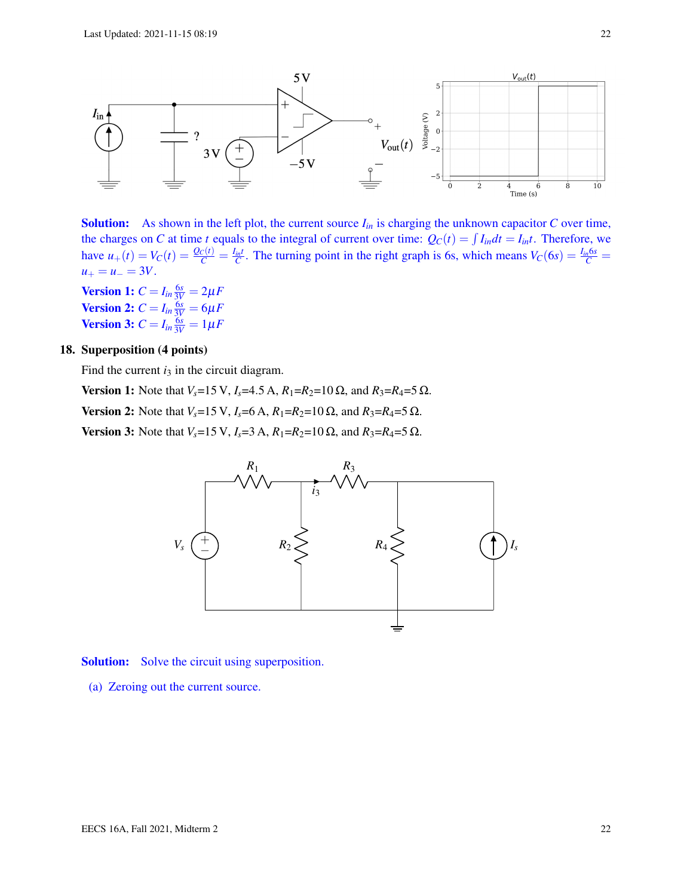**Solution:** As shown in the left plot, the current source $I_{in}$ is charging the unknown capacitor $C$ over time, the charges on $C$ at time $t$ equals to the integral of current over time: $Q_C(t) = \int I_{in} dt = I_{in} t$. Therefore, we have $u_+(t) = V_C(t) = \frac{Q_C(t)}{C} = \frac{I_{in} t}{C}$. The turning point in the right graph is 6s, which means $V_C(6s) = \frac{I_{in} 6s}{C} = u_+ = u_- = 3V$.

**Version 1:** $C = I_{in} \frac{6s}{3V} = 2\mu F$

**Version 2:** $C = I_{in} \frac{6s}{3V} = 6\mu F$

**Version 3:** $C = I_{in} \frac{6s}{3V} = 1\mu F$

**18. Superposition (4 points)**

Find the current $i_3$ in the circuit diagram.

**Version 1:** Note that $V_s$=15 V, $I_s$=4.5 A, $R_1$=$R_2$=10 Ω, and $R_3$=$R_4$=5 Ω.

**Version 2:** Note that $V_s$=15 V, $I_s$=6 A, $R_1$=$R_2$=10 Ω, and $R_3$=$R_4$=5 Ω.

**Version 3:** Note that $V_s$=15 V, $I_s$=3 A, $R_1$=$R_2$=10 Ω, and $R_3$=$R_4$=5 Ω.

**Solution:** Solve the circuit using superposition.

(a) Zeroing out the current source.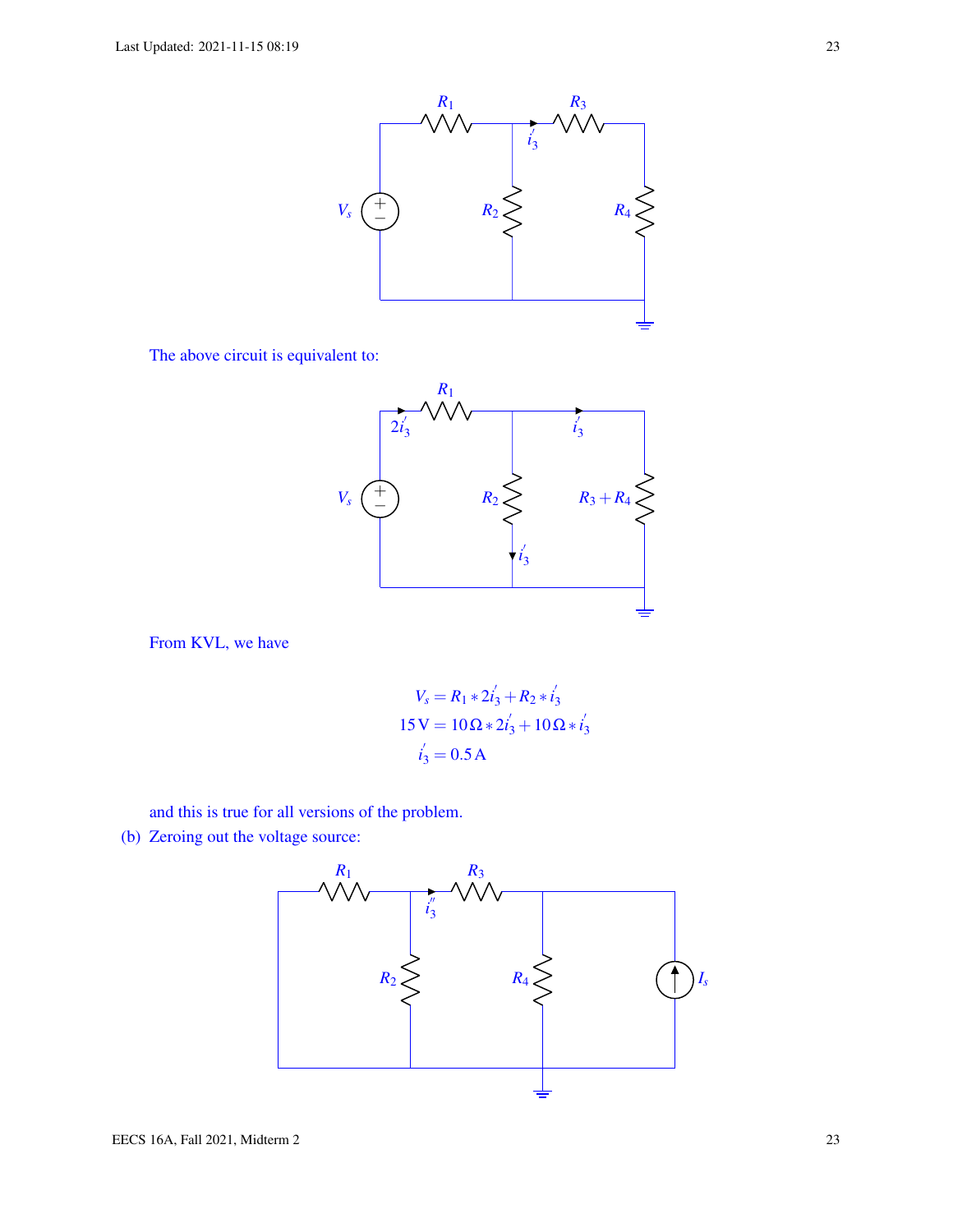The above circuit is equivalent to:

From KVL, we have

$$
\begin{aligned}
V_s &= R_1 * 2i_3^{'} + R_2 * i_3^{'} \\
15\,\text{V} &= 10\,\Omega * 2i_3^{'} + 10\,\Omega * i_3^{'} \\
i_3^{'} &= 0.5\,\text{A}
\end{aligned}
$$

and this is true for all versions of the problem.

(b) Zeroing out the voltage source: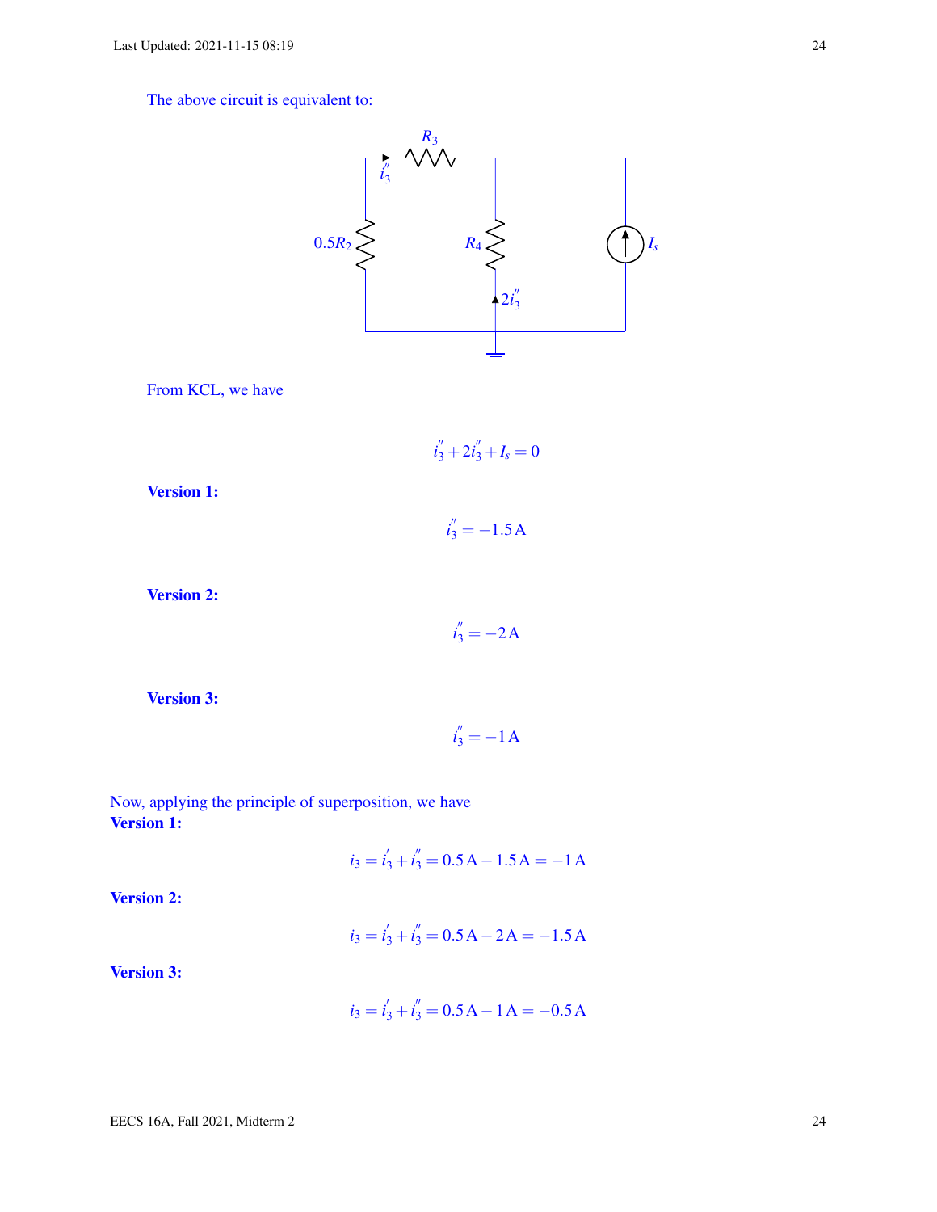The above circuit is equivalent to:

From KCL, we have

$$i_3'' + 2i_3'' + I_s = 0$$

**Version 1:**

$$i_3'' = -1.5\,\text{A}$$

**Version 2:**

$$i_3'' = -2\,\text{A}$$

**Version 3:**

$$i_3'' = -1\,\text{A}$$

Now, applying the principle of superposition, we have

**Version 1:**

$$i_3 = i_3' + i_3'' = 0.5\,\text{A} - 1.5\,\text{A} = -1\,\text{A}$$

**Version 2:**

$$i_3 = i_3' + i_3'' = 0.5\,\text{A} - 2\,\text{A} = -1.5\,\text{A}$$

**Version 3:**

$$i_3 = i_3' + i_3'' = 0.5\,\text{A} - 1\,\text{A} = -0.5\,\text{A}$$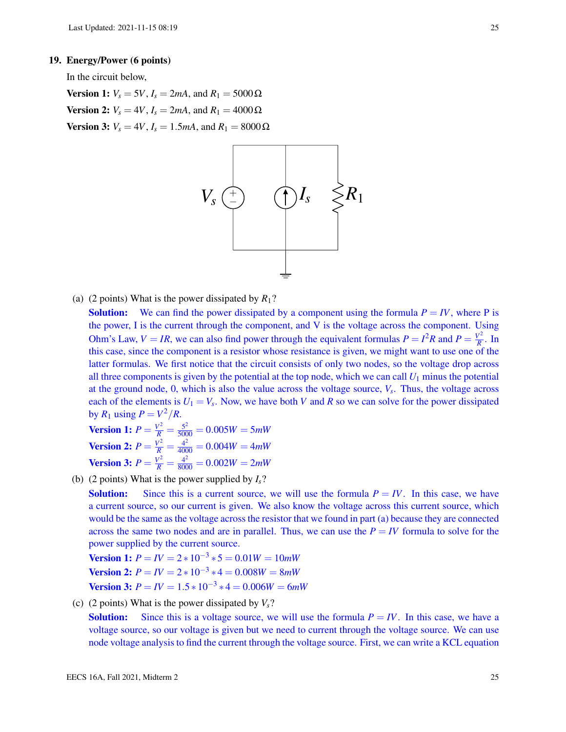**19. Energy/Power (6 points)**

In the circuit below,

**Version 1:** $V_s = 5V$, $I_s = 2mA$, and $R_1 = 5000\,\Omega$

**Version 2:** $V_s = 4V$, $I_s = 2mA$, and $R_1 = 4000\,\Omega$

**Version 3:** $V_s = 4V$, $I_s = 1.5mA$, and $R_1 = 8000\,\Omega$

(a) (2 points) What is the power dissipated by $R_1$?

**Solution:** We can find the power dissipated by a component using the formula $P = IV$, where P is the power, I is the current through the component, and V is the voltage across the component. Using Ohm's Law, $V = IR$, we can also find power through the equivalent formulas $P = I^2R$ and $P = \frac{V^2}{R}$. In this case, since the component is a resistor whose resistance is given, we might want to use one of the latter formulas. We first notice that the circuit consists of only two nodes, so the voltage drop across all three components is given by the potential at the top node, which we can call $U_1$ minus the potential at the ground node, 0, which is also the value across the voltage source, $V_s$. Thus, the voltage across each of the elements is $U_1 = V_s$. Now, we have both $V$ and $R$ so we can solve for the power dissipated by $R_1$ using $P = V^2/R$.

**Version 1:** $P = \frac{V^2}{R} = \frac{5^2}{5000} = 0.005W = 5mW$

**Version 2:** $P = \frac{V^2}{R} = \frac{4^2}{4000} = 0.004W = 4mW$

**Version 3:** $P = \frac{V^2}{R} = \frac{4^2}{8000} = 0.002W = 2mW$

(b) (2 points) What is the power supplied by $I_s$?

**Solution:** Since this is a current source, we will use the formula $P = IV$. In this case, we have a current source, so our current is given. We also know the voltage across this current source, which would be the same as the voltage across the resistor that we found in part (a) because they are connected across the same two nodes and are in parallel. Thus, we can use the $P = IV$ formula to solve for the power supplied by the current source.

**Version 1:** $P = IV = 2 * 10^{-3} * 5 = 0.01W = 10mW$

**Version 2:** $P = IV = 2 * 10^{-3} * 4 = 0.008W = 8mW$

**Version 3:** $P = IV = 1.5 * 10^{-3} * 4 = 0.006W = 6mW$

(c) (2 points) What is the power dissipated by $V_s$?

**Solution:** Since this is a voltage source, we will use the formula $P = IV$. In this case, we have a voltage source, so our voltage is given but we need to current through the voltage source. We can use node voltage analysis to find the current through the voltage source. First, we can write a KCL equation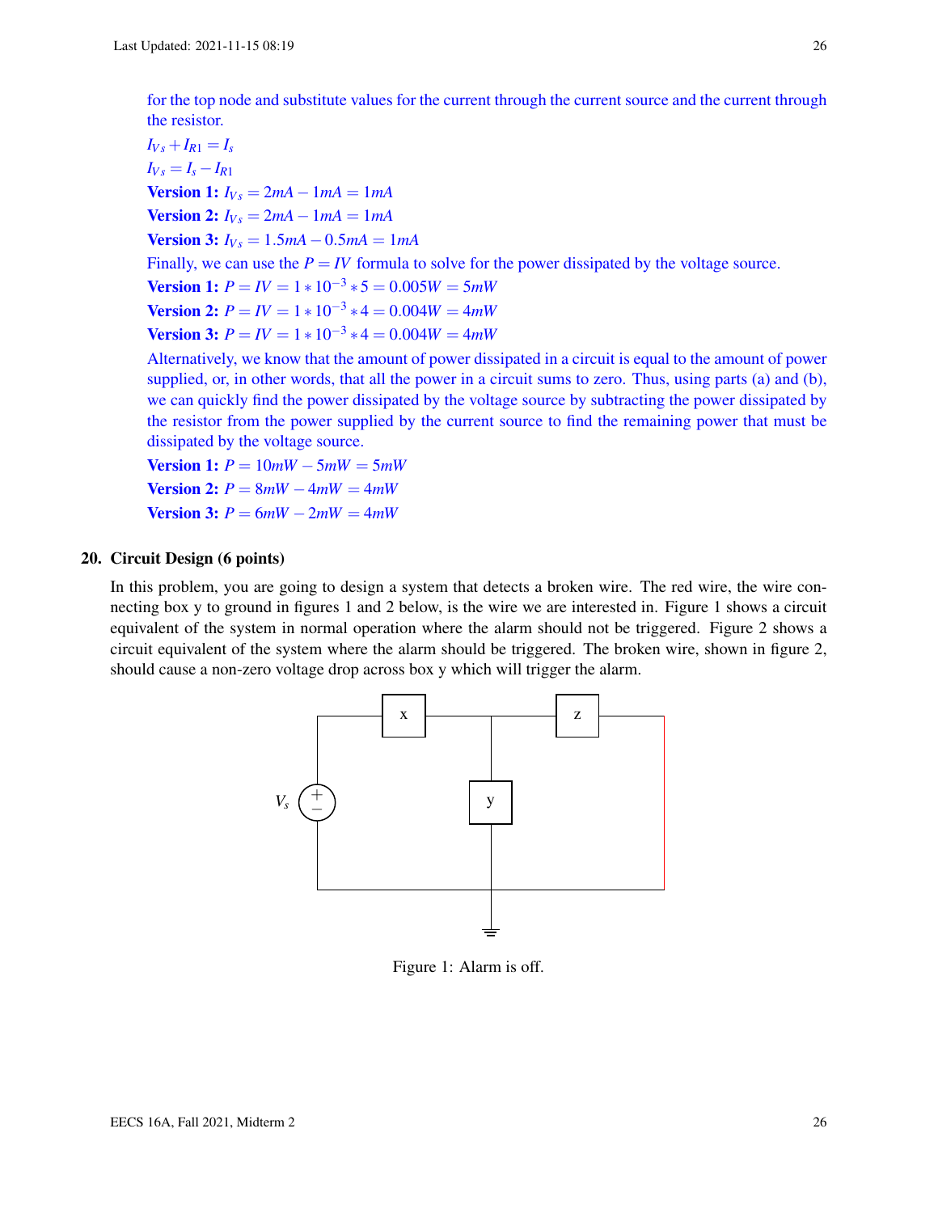for the top node and substitute values for the current through the current source and the current through the resistor.

$I_{Vs} + I_{R1} = I_s$

$I_{Vs} = I_s - I_{R1}$

**Version 1:** $I_{V_s} = 2mA - 1mA = 1mA$

**Version 2:** $I_{V_s} = 2mA - 1mA = 1mA$

**Version 3:** $I_{V_s} = 1.5mA - 0.5mA = 1mA$

Finally, we can use the $P = IV$ formula to solve for the power dissipated by the voltage source.

**Version 1:** $P = IV = 1 * 10^{-3} * 5 = 0.005W = 5mW$

**Version 2:** $P = IV = 1 * 10^{-3} * 4 = 0.004W = 4mW$

**Version 3:** $P = IV = 1 * 10^{-3} * 4 = 0.004W = 4mW$

Alternatively, we know that the amount of power dissipated in a circuit is equal to the amount of power supplied, or, in other words, that all the power in a circuit sums to zero. Thus, using parts (a) and (b), we can quickly find the power dissipated by the voltage source by subtracting the power dissipated by the resistor from the power supplied by the current source to find the remaining power that must be dissipated by the voltage source.

**Version 1:** $P = 10mW - 5mW = 5mW$

**Version 2:** $P = 8mW - 4mW = 4mW$

**Version 3:** $P = 6mW - 2mW = 4mW$

**20. Circuit Design (6 points)**

In this problem, you are going to design a system that detects a broken wire. The red wire, the wire connecting box y to ground in figures 1 and 2 below, is the wire we are interested in. Figure 1 shows a circuit equivalent of the system in normal operation where the alarm should not be triggered. Figure 2 shows a circuit equivalent of the system where the alarm should be triggered. The broken wire, shown in figure 2, should cause a non-zero voltage drop across box y which will trigger the alarm.

Figure 1: Alarm is off.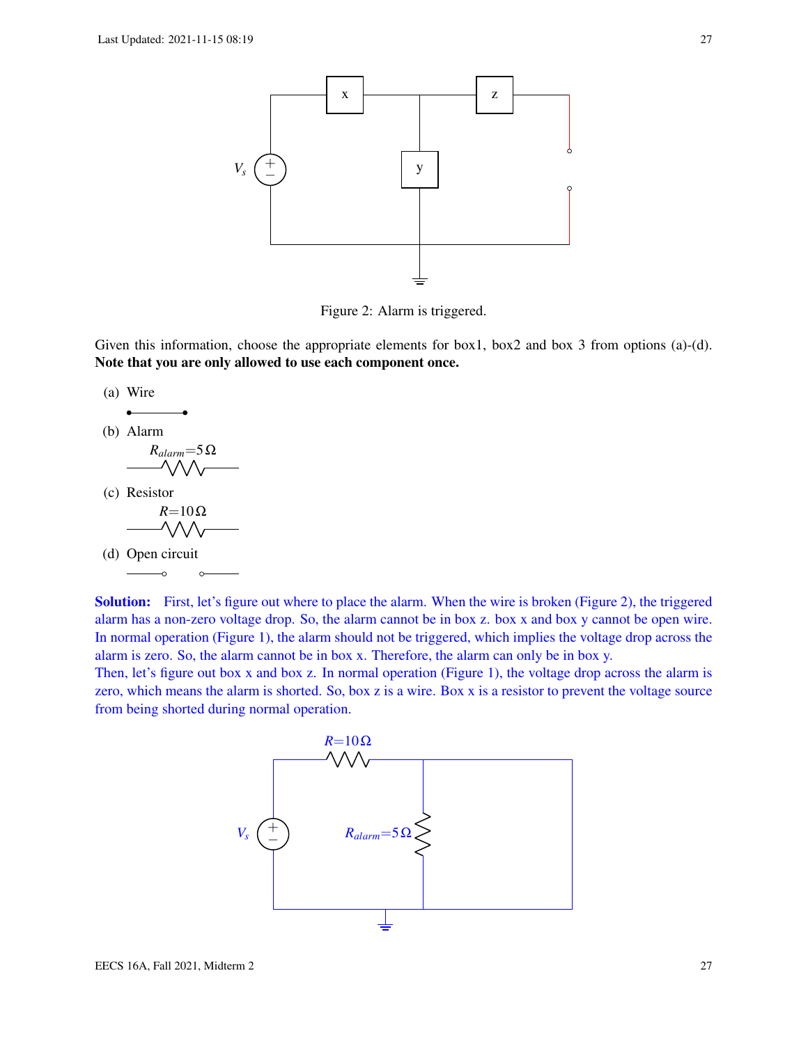Figure 2: Alarm is triggered.

Given this information, choose the appropriate elements for box1, box2 and box 3 from options (a)-(d). **Note that you are only allowed to use each component once.**

(a) Wire

(b) Alarm

$R_{alarm}=5\,\Omega$

(c) Resistor

$R=10\,\Omega$

(d) Open circuit

**Solution:** First, let's figure out where to place the alarm. When the wire is broken (Figure 2), the triggered alarm has a non-zero voltage drop. So, the alarm cannot be in box z. box x and box y cannot be open wire. In normal operation (Figure 1), the alarm should not be triggered, which implies the voltage drop across the alarm is zero. So, the alarm cannot be in box x. Therefore, the alarm can only be in box y.

Then, let's figure out box x and box z. In normal operation (Figure 1), the voltage drop across the alarm is zero, which means the alarm is shorted. So, box z is a wire. Box x is a resistor to prevent the voltage source from being shorted during normal operation.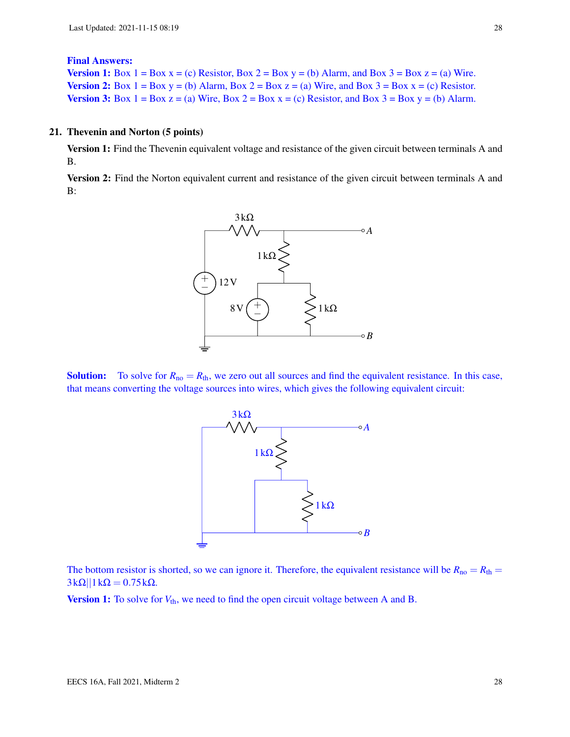**Final Answers:**
**Version 1:** Box 1 = Box x = (c) Resistor, Box 2 = Box y = (b) Alarm, and Box 3 = Box z = (a) Wire.
**Version 2:** Box 1 = Box y = (b) Alarm, Box 2 = Box z = (a) Wire, and Box 3 = Box x = (c) Resistor.
**Version 3:** Box 1 = Box z = (a) Wire, Box 2 = Box x = (c) Resistor, and Box 3 = Box y = (b) Alarm.

**21. Thevenin and Norton (5 points)**

**Version 1:** Find the Thevenin equivalent voltage and resistance of the given circuit between terminals A and B.

**Version 2:** Find the Norton equivalent current and resistance of the given circuit between terminals A and B:

**Solution:** To solve for $R_{no} = R_{th}$, we zero out all sources and find the equivalent resistance. In this case, that means converting the voltage sources into wires, which gives the following equivalent circuit:

The bottom resistor is shorted, so we can ignore it. Therefore, the equivalent resistance will be $R_{no} = R_{th} = 3\,\text{k}\Omega || 1\,\text{k}\Omega = 0.75\,\text{k}\Omega$.

**Version 1:** To solve for $V_{th}$, we need to find the open circuit voltage between A and B.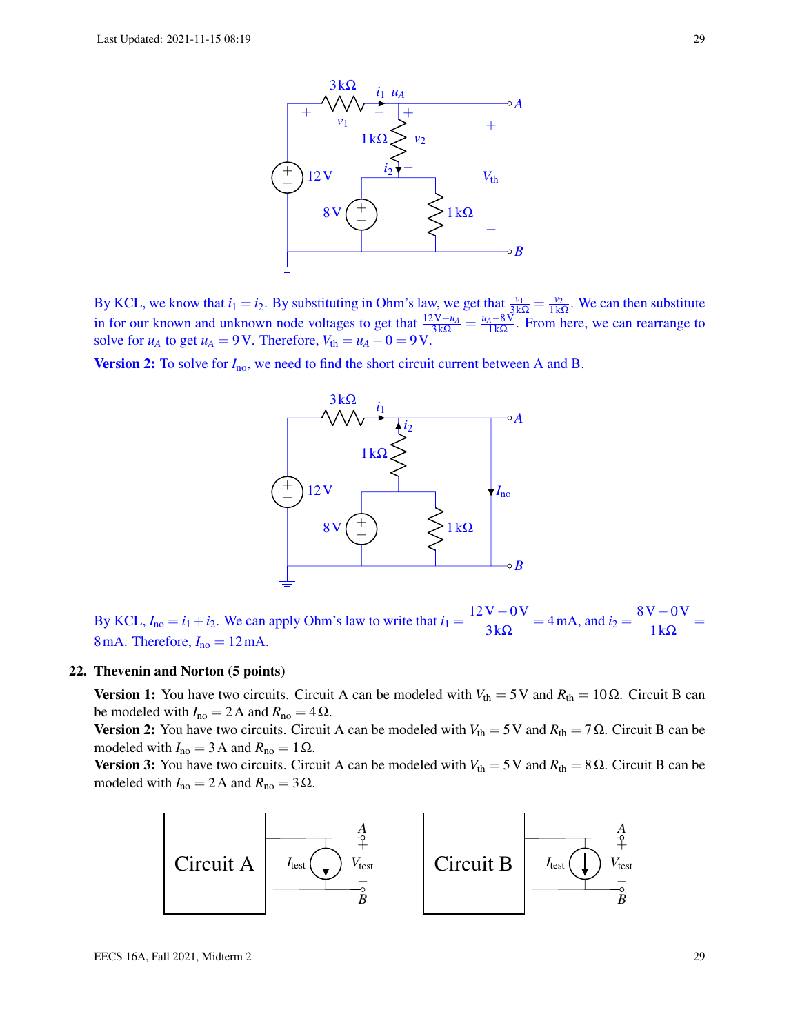By KCL, we know that $i_1 = i_2$. By substituting in Ohm's law, we get that $\frac{v_1}{3\,\text{k}\Omega} = \frac{v_2}{1\,\text{k}\Omega}$. We can then substitute in for our known and unknown node voltages to get that $\frac{12\,\text{V} - u_A}{3\,\text{k}\Omega} = \frac{u_A - 8\,\text{V}}{1\,\text{k}\Omega}$. From here, we can rearrange to solve for $u_A$ to get $u_A = 9\,\text{V}$. Therefore, $V_{\text{th}} = u_A - 0 = 9\,\text{V}$.

**Version 2:** To solve for $I_{\text{no}}$, we need to find the short circuit current between A and B.

By KCL, $I_{\text{no}} = i_1 + i_2$. We can apply Ohm's law to write that $i_1 = \frac{12\,\text{V} - 0\,\text{V}}{3\,\text{k}\Omega} = 4\,\text{mA}$, and $i_2 = \frac{8\,\text{V} - 0\,\text{V}}{1\,\text{k}\Omega} = 8\,\text{mA}$. Therefore, $I_{\text{no}} = 12\,\text{mA}$.

**22. Thevenin and Norton (5 points)**

**Version 1:** You have two circuits. Circuit A can be modeled with $V_{\text{th}} = 5\,\text{V}$ and $R_{\text{th}} = 10\,\Omega$. Circuit B can be modeled with $I_{\text{no}} = 2\,\text{A}$ and $R_{\text{no}} = 4\,\Omega$.

**Version 2:** You have two circuits. Circuit A can be modeled with $V_{\text{th}} = 5\,\text{V}$ and $R_{\text{th}} = 7\,\Omega$. Circuit B can be modeled with $I_{\text{no}} = 3\,\text{A}$ and $R_{\text{no}} = 1\,\Omega$.

**Version 3:** You have two circuits. Circuit A can be modeled with $V_{\text{th}} = 5\,\text{V}$ and $R_{\text{th}} = 8\,\Omega$. Circuit B can be modeled with $I_{\text{no}} = 2\,\text{A}$ and $R_{\text{no}} = 3\,\Omega$.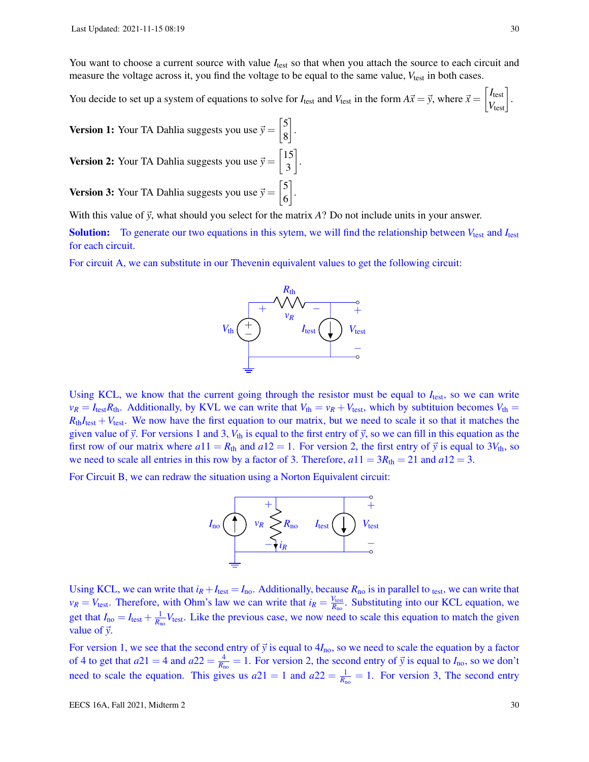You want to choose a current source with value $I_{\text{test}}$ so that when you attach the source to each circuit and measure the voltage across it, you find the voltage to be equal to the same value, $V_{\text{test}}$ in both cases.

You decide to set up a system of equations to solve for $I_{\text{test}}$ and $V_{\text{test}}$ in the form $A\vec{x} = \vec{y}$, where $\vec{x} = \begin{bmatrix} I_{\text{test}} \\ V_{\text{test}} \end{bmatrix}$.

**Version 1:** Your TA Dahlia suggests you use $\vec{y} = \begin{bmatrix} 5 \\ 8 \end{bmatrix}$.

**Version 2:** Your TA Dahlia suggests you use $\vec{y} = \begin{bmatrix} 15 \\ 3 \end{bmatrix}$.

**Version 3:** Your TA Dahlia suggests you use $\vec{y} = \begin{bmatrix} 5 \\ 6 \end{bmatrix}$.

With this value of $\vec{y}$, what should you select for the matrix $A$? Do not include units in your answer.

**Solution:** To generate our two equations in this sytem, we will find the relationship between $V_{\text{test}}$ and $I_{\text{test}}$ for each circuit.

For circuit A, we can substitute in our Thevenin equivalent values to get the following circuit:

Using KCL, we know that the current going through the resistor must be equal to $I_{\text{test}}$, so we can write $v_R = I_{\text{test}} R_{\text{th}}$. Additionally, by KVL we can write that $V_{\text{th}} = v_R + V_{\text{test}}$, which by subtituion becomes $V_{\text{th}} = R_{\text{th}} I_{\text{test}} + V_{\text{test}}$. We now have the first equation to our matrix, but we need to scale it so that it matches the given value of $\vec{y}$. For versions 1 and 3, $V_{\text{th}}$ is equal to the first entry of $\vec{y}$, so we can fill in this equation as the first row of our matrix where $a11 = R_{\text{th}}$ and $a12 = 1$. For version 2, the first entry of $\vec{y}$ is equal to $3V_{\text{th}}$, so we need to scale all entries in this row by a factor of 3. Therefore, $a11 = 3R_{\text{th}} = 21$ and $a12 = 3$.

For Circuit B, we can redraw the situation using a Norton Equivalent circuit:

Using KCL, we can write that $i_R + I_{\text{test}} = I_{\text{no}}$. Additionally, because $R_{\text{no}}$ is in parallel to $_{\text{test}}$, we can write that $v_R = V_{\text{test}}$. Therefore, with Ohm's law we can write that $i_R = \frac{V_{\text{test}}}{R_{\text{no}}}$. Substituting into our KCL equation, we get that $I_{\text{no}} = I_{\text{test}} + \frac{1}{R_{\text{no}}} V_{\text{test}}$. Like the previous case, we now need to scale this equation to match the given value of $\vec{y}$.

For version 1, we see that the second entry of $\vec{y}$ is equal to $4I_{\text{no}}$, so we need to scale the equation by a factor of 4 to get that $a21 = 4$ and $a22 = \frac{4}{R_{\text{no}}} = 1$. For version 2, the second entry of $\vec{y}$ is equal to $I_{\text{no}}$, so we don't need to scale the equation. This gives us $a21 = 1$ and $a22 = \frac{1}{R_{\text{no}}} = 1$. For version 3, The second entry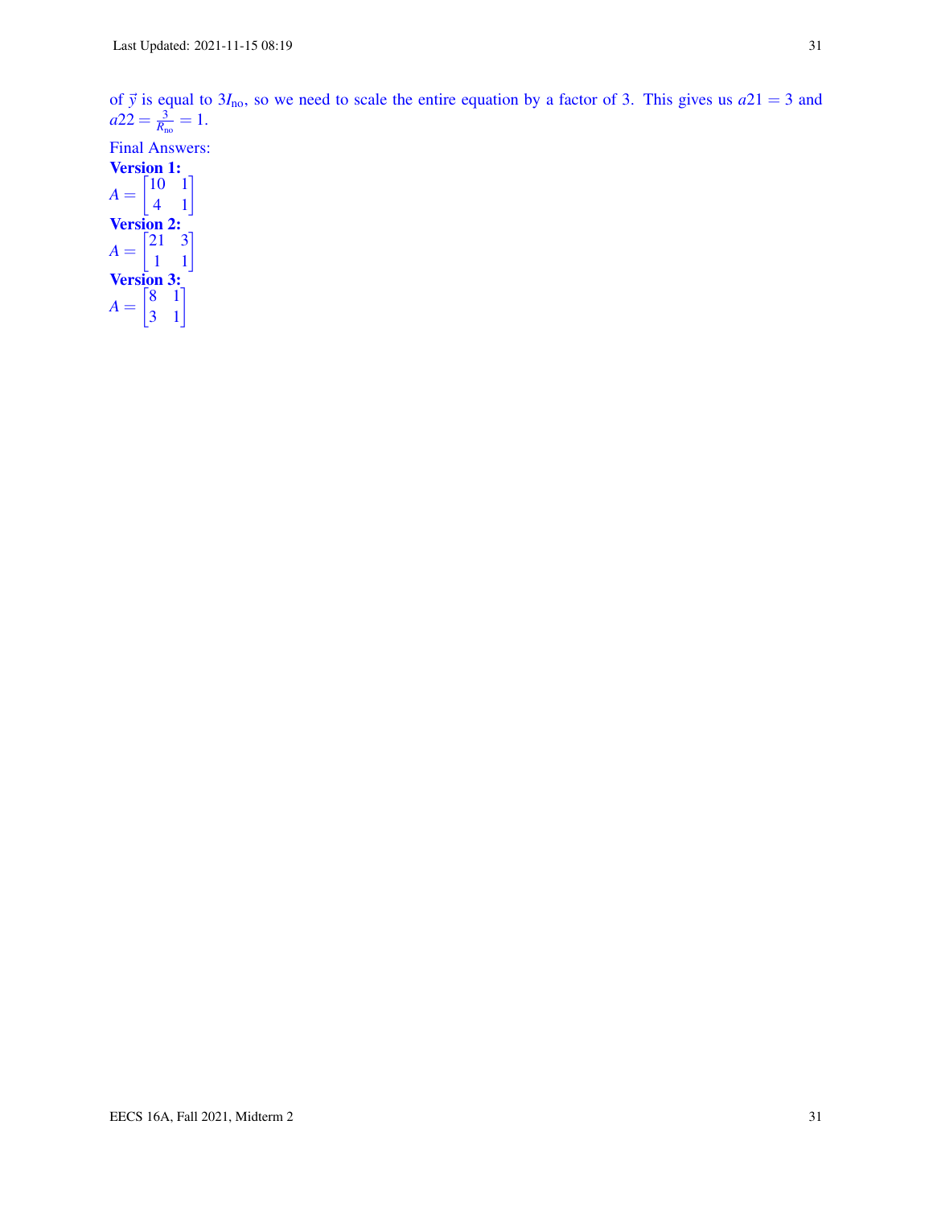of $\vec{y}$ is equal to $3I_{\text{no}}$, so we need to scale the entire equation by a factor of 3. This gives us $a21 = 3$ and $a22 = \frac{3}{R_{\text{no}}} = 1$.

Final Answers:

**Version 1:**

$$A = \begin{bmatrix} 10 & 1 \\ 4 & 1 \end{bmatrix}$$

**Version 2:**

$$A = \begin{bmatrix} 21 & 3 \\ 1 & 1 \end{bmatrix}$$

**Version 3:**

$$A = \begin{bmatrix} 8 & 1 \\ 3 & 1 \end{bmatrix}$$